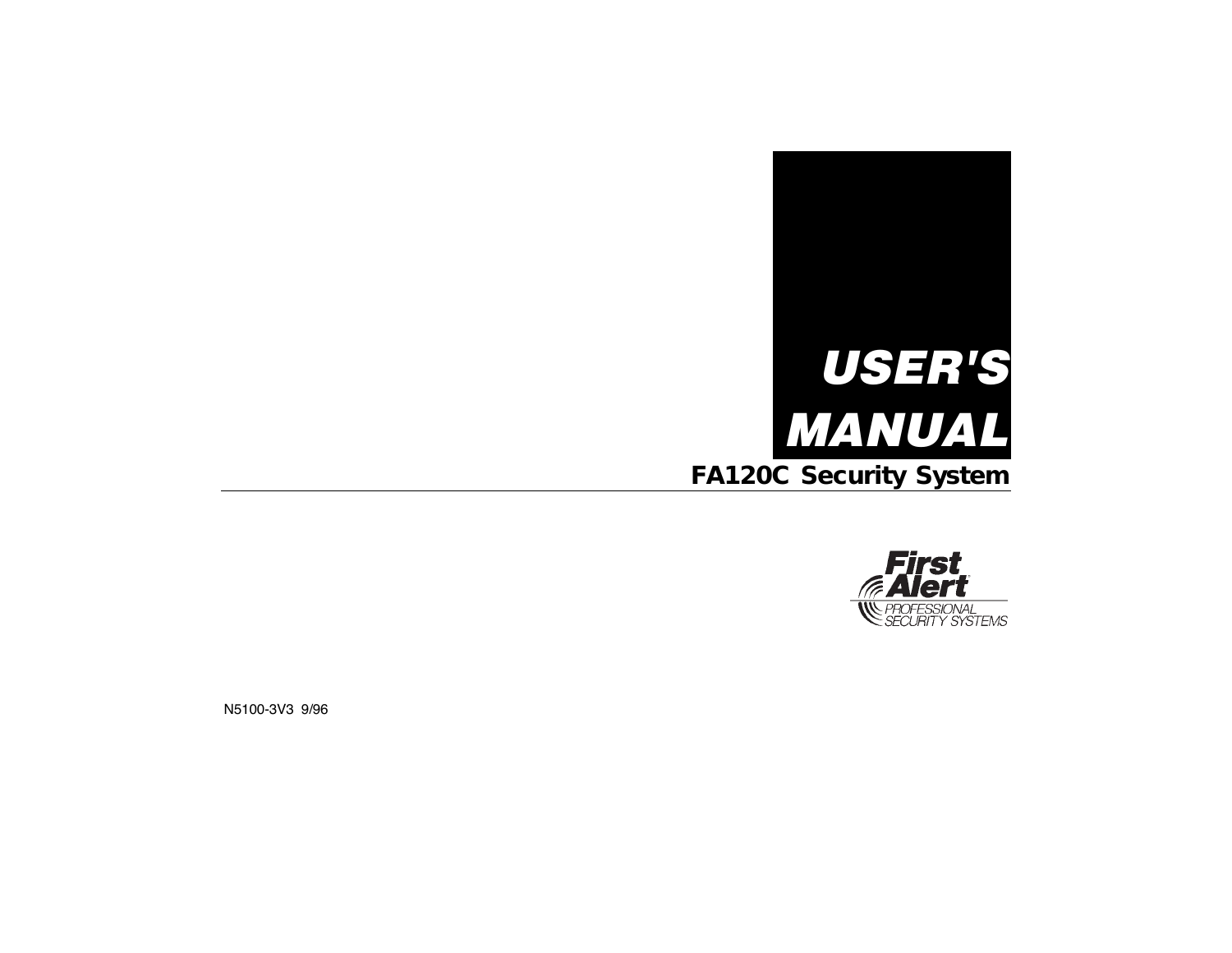# USER'S MANUAL

## FA120C Security System

First Alert
PROFESSIONAL SECURITY SYSTEMS

N5100-3V3 9/96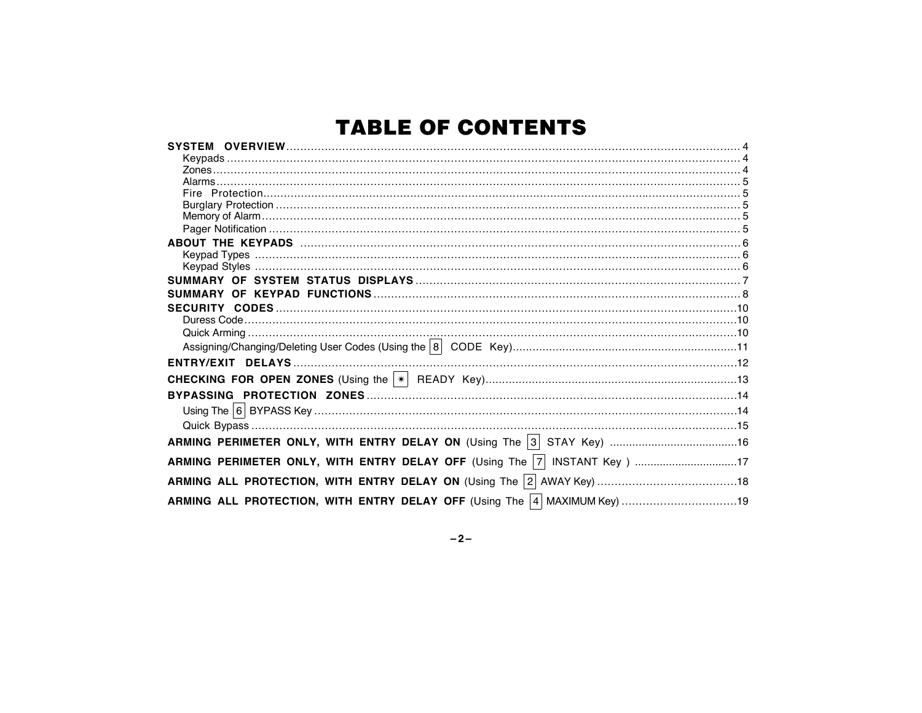# TABLE OF CONTENTS

**SYSTEM OVERVIEW** .......... 4
- Keypads .......... 4
- Zones .......... 4
- Alarms .......... 5
- Fire Protection .......... 5
- Burglary Protection .......... 5
- Memory of Alarm .......... 5
- Pager Notification .......... 5

**ABOUT THE KEYPADS** .......... 6
- Keypad Types .......... 6
- Keypad Styles .......... 6

**SUMMARY OF SYSTEM STATUS DISPLAYS** .......... 7

**SUMMARY OF KEYPAD FUNCTIONS** .......... 8

**SECURITY CODES** .......... 10
- Duress Code .......... 10
- Quick Arming .......... 10
- Assigning/Changing/Deleting User Codes (Using the [8] CODE Key) .......... 11

**ENTRY/EXIT DELAYS** .......... 12

**CHECKING FOR OPEN ZONES** (Using the [✱] READY Key) .......... 13

**BYPASSING PROTECTION ZONES** .......... 14
- Using The [6] BYPASS Key .......... 14
- Quick Bypass .......... 15

**ARMING PERIMETER ONLY, WITH ENTRY DELAY ON** (Using The [3] STAY Key) .......... 16

**ARMING PERIMETER ONLY, WITH ENTRY DELAY OFF** (Using The [7] INSTANT Key ) .......... 17

**ARMING ALL PROTECTION, WITH ENTRY DELAY ON** (Using The [2] AWAY Key) .......... 18

**ARMING ALL PROTECTION, WITH ENTRY DELAY OFF** (Using The [4] MAXIMUM Key) .......... 19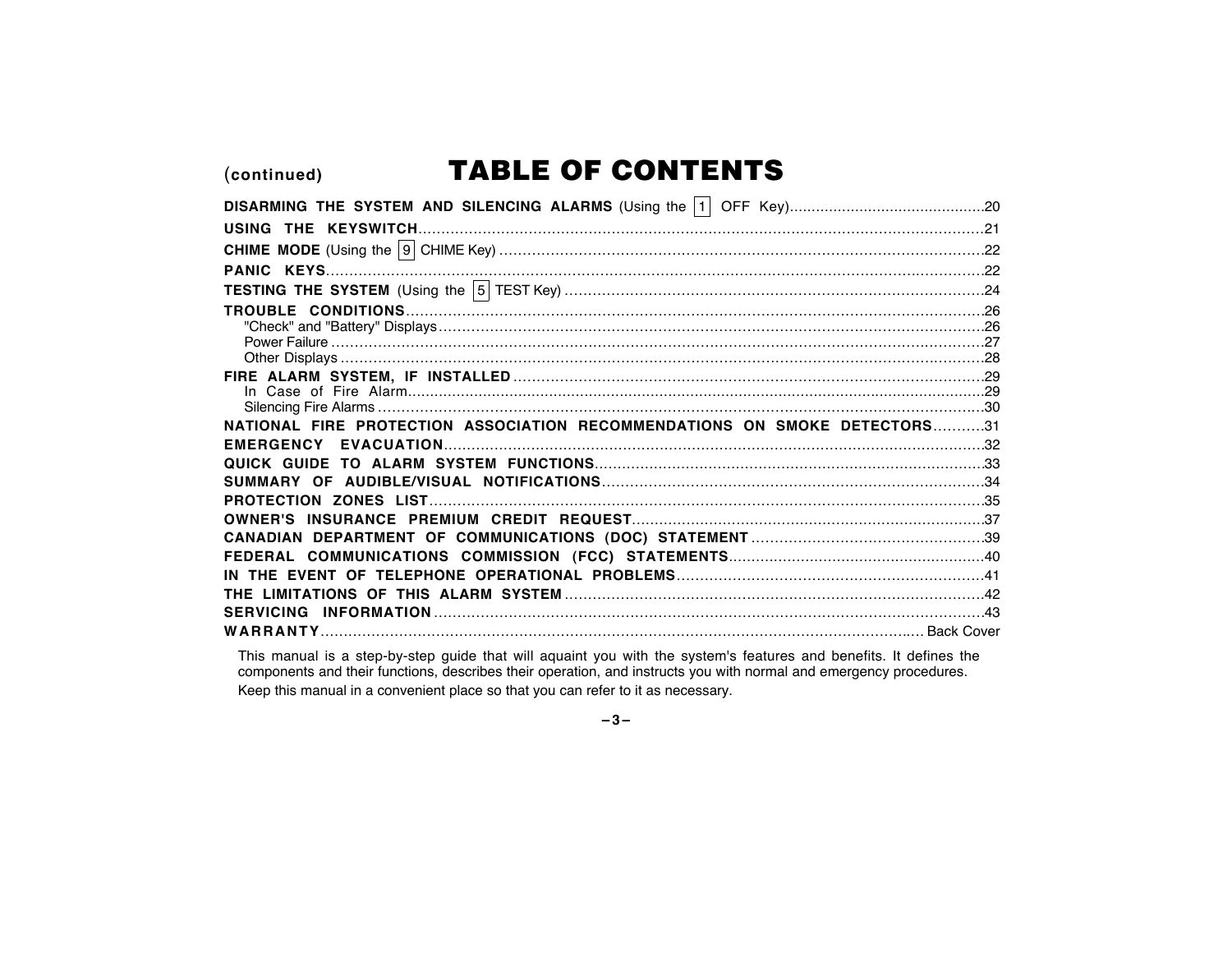(continued)

# TABLE OF CONTENTS

| | |
|---|---|
| **DISARMING THE SYSTEM AND SILENCING ALARMS** (Using the 1 OFF Key) | 20 |
| **USING THE KEYSWITCH** | 21 |
| **CHIME MODE** (Using the 9 CHIME Key) | 22 |
| **PANIC KEYS** | 22 |
| **TESTING THE SYSTEM** (Using the 5 TEST Key) | 24 |
| **TROUBLE CONDITIONS** | 26 |
| "Check" and "Battery" Displays | 26 |
| Power Failure | 27 |
| Other Displays | 28 |
| **FIRE ALARM SYSTEM, IF INSTALLED** | 29 |
| In Case of Fire Alarm | 29 |
| Silencing Fire Alarms | 30 |
| **NATIONAL FIRE PROTECTION ASSOCIATION RECOMMENDATIONS ON SMOKE DETECTORS** | 31 |
| **EMERGENCY EVACUATION** | 32 |
| **QUICK GUIDE TO ALARM SYSTEM FUNCTIONS** | 33 |
| **SUMMARY OF AUDIBLE/VISUAL NOTIFICATIONS** | 34 |
| **PROTECTION ZONES LIST** | 35 |
| **OWNER'S INSURANCE PREMIUM CREDIT REQUEST** | 37 |
| **CANADIAN DEPARTMENT OF COMMUNICATIONS (DOC) STATEMENT** | 39 |
| **FEDERAL COMMUNICATIONS COMMISSION (FCC) STATEMENTS** | 40 |
| **IN THE EVENT OF TELEPHONE OPERATIONAL PROBLEMS** | 41 |
| **THE LIMITATIONS OF THIS ALARM SYSTEM** | 42 |
| **SERVICING INFORMATION** | 43 |
| **WARRANTY** | Back Cover |

This manual is a step-by-step guide that will aquaint you with the system's features and benefits. It defines the components and their functions, describes their operation, and instructs you with normal and emergency procedures.

Keep this manual in a convenient place so that you can refer to it as necessary.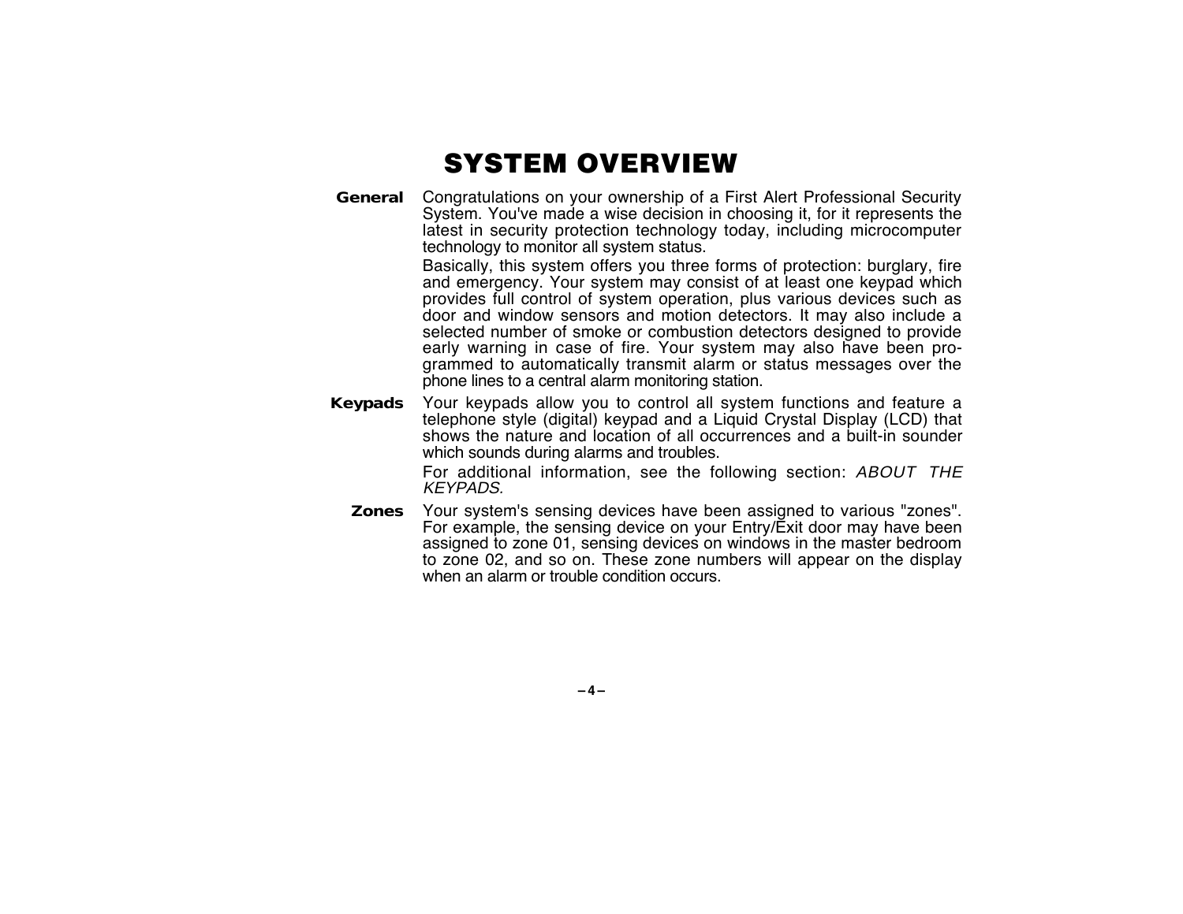# SYSTEM OVERVIEW

**General**

Congratulations on your ownership of a First Alert Professional Security System. You've made a wise decision in choosing it, for it represents the latest in security protection technology today, including microcomputer technology to monitor all system status.

Basically, this system offers you three forms of protection: burglary, fire and emergency. Your system may consist of at least one keypad which provides full control of system operation, plus various devices such as door and window sensors and motion detectors. It may also include a selected number of smoke or combustion detectors designed to provide early warning in case of fire. Your system may also have been programmed to automatically transmit alarm or status messages over the phone lines to a central alarm monitoring station.

**Keypads**

Your keypads allow you to control all system functions and feature a telephone style (digital) keypad and a Liquid Crystal Display (LCD) that shows the nature and location of all occurrences and a built-in sounder which sounds during alarms and troubles.

For additional information, see the following section: *ABOUT THE KEYPADS.*

**Zones**

Your system's sensing devices have been assigned to various "zones". For example, the sensing device on your Entry/Exit door may have been assigned to zone 01, sensing devices on windows in the master bedroom to zone 02, and so on. These zone numbers will appear on the display when an alarm or trouble condition occurs.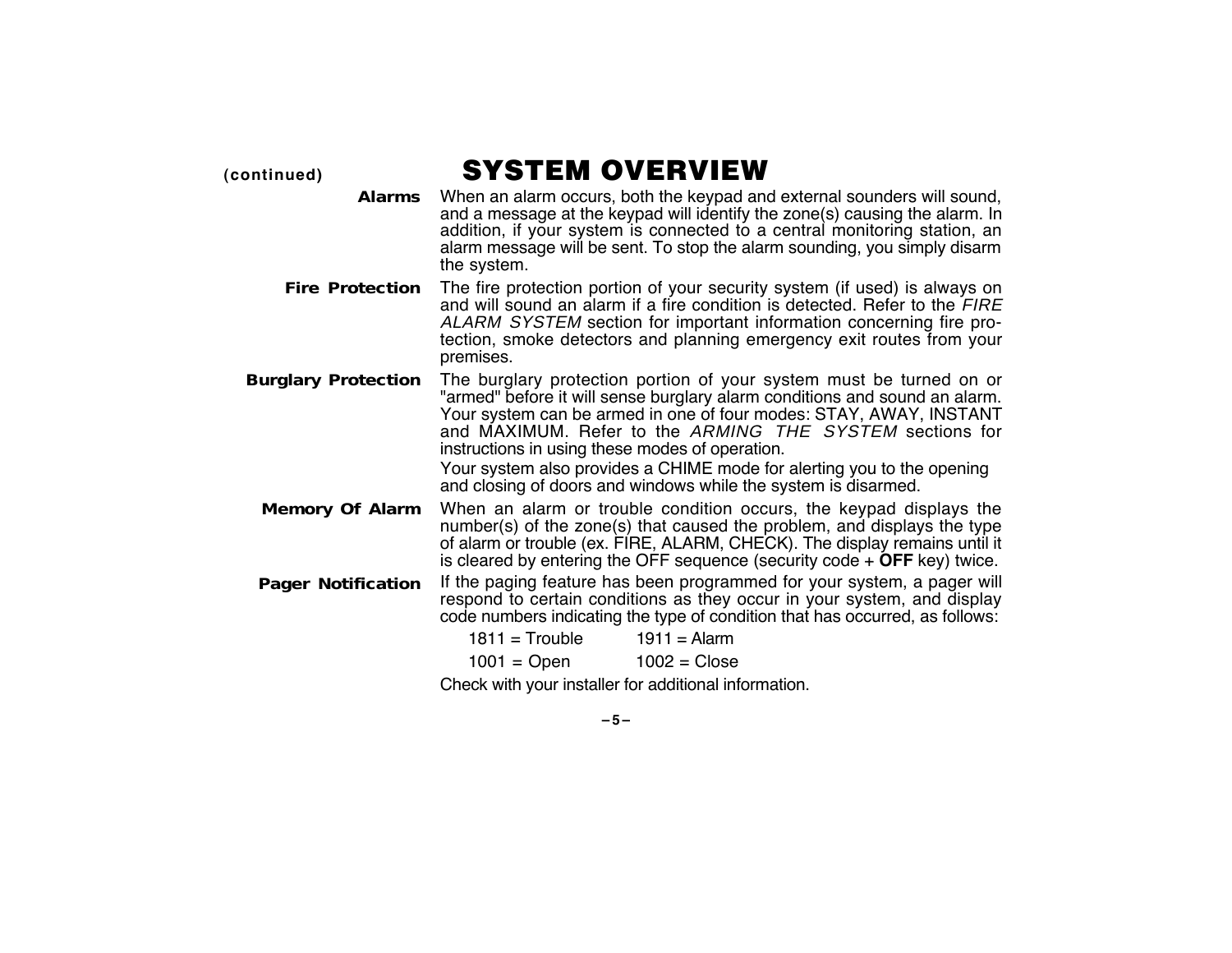(continued)

# SYSTEM OVERVIEW

**Alarms**

When an alarm occurs, both the keypad and external sounders will sound, and a message at the keypad will identify the zone(s) causing the alarm. In addition, if your system is connected to a central monitoring station, an alarm message will be sent. To stop the alarm sounding, you simply disarm the system.

**Fire Protection**

The fire protection portion of your security system (if used) is always on and will sound an alarm if a fire condition is detected. Refer to the *FIRE ALARM SYSTEM* section for important information concerning fire protection, smoke detectors and planning emergency exit routes from your premises.

**Burglary Protection**

The burglary protection portion of your system must be turned on or "armed" before it will sense burglary alarm conditions and sound an alarm. Your system can be armed in one of four modes: STAY, AWAY, INSTANT and MAXIMUM. Refer to the *ARMING THE SYSTEM* sections for instructions in using these modes of operation.

Your system also provides a CHIME mode for alerting you to the opening and closing of doors and windows while the system is disarmed.

**Memory Of Alarm**

When an alarm or trouble condition occurs, the keypad displays the number(s) of the zone(s) that caused the problem, and displays the type of alarm or trouble (ex. FIRE, ALARM, CHECK). The display remains until it is cleared by entering the OFF sequence (security code + **OFF** key) twice.

**Pager Notification**

If the paging feature has been programmed for your system, a pager will respond to certain conditions as they occur in your system, and display code numbers indicating the type of condition that has occurred, as follows:

| | |
|---|---|
| 1811 = Trouble | 1911 = Alarm |
| 1001 = Open | 1002 = Close |

Check with your installer for additional information.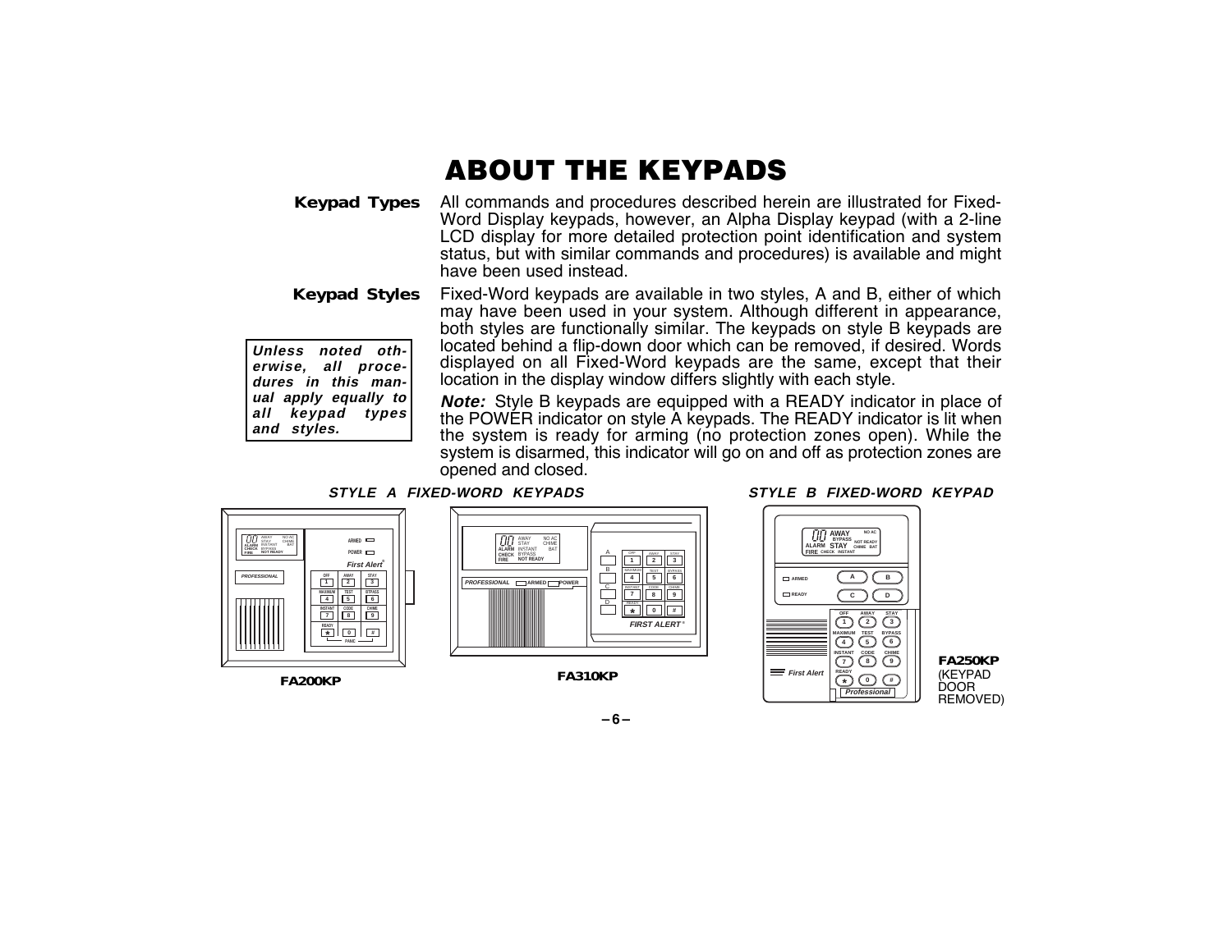# ABOUT THE KEYPADS

**Keypad Types** All commands and procedures described herein are illustrated for Fixed-Word Display keypads, however, an Alpha Display keypad (with a 2-line LCD display for more detailed protection point identification and system status, but with similar commands and procedures) is available and might have been used instead.

**Keypad Styles** Fixed-Word keypads are available in two styles, A and B, either of which may have been used in your system. Although different in appearance, both styles are functionally similar. The keypads on style B keypads are located behind a flip-down door which can be removed, if desired. Words displayed on all Fixed-Word keypads are the same, except that their location in the display window differs slightly with each style.

***Unless noted otherwise, all procedures in this manual apply equally to all keypad types and styles.***

***Note:*** Style B keypads are equipped with a READY indicator in place of the POWER indicator on style A keypads. The READY indicator is lit when the system is ready for arming (no protection zones open). While the system is disarmed, this indicator will go on and off as protection zones are opened and closed.

***STYLE A FIXED-WORD KEYPADS***

**FA200KP**

**FA310KP**

***STYLE B FIXED-WORD KEYPAD***

**FA250KP** (KEYPAD DOOR REMOVED)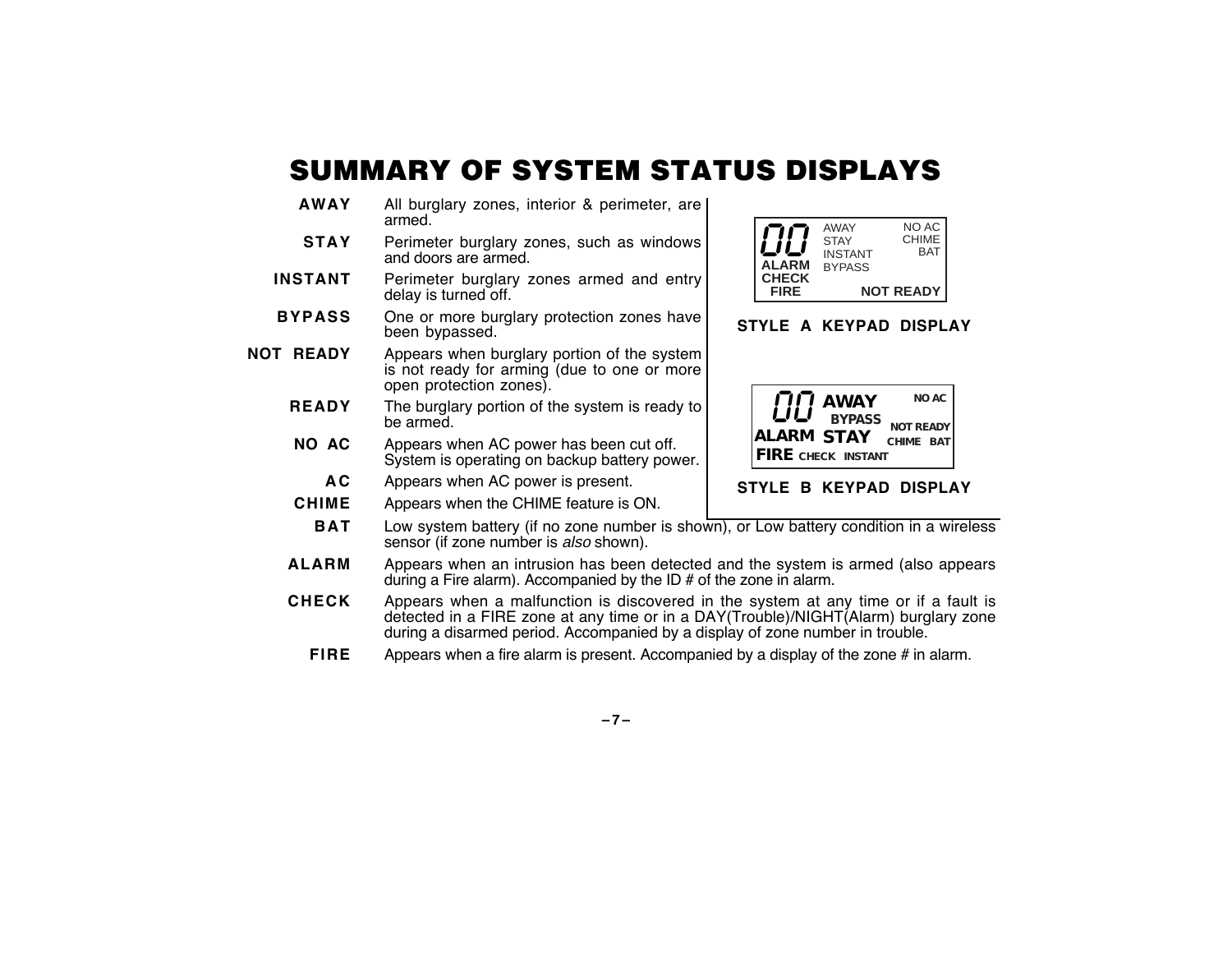# SUMMARY OF SYSTEM STATUS DISPLAYS

**AWAY** All burglary zones, interior & perimeter, are armed.

**STAY** Perimeter burglary zones, such as windows and doors are armed.

**INSTANT** Perimeter burglary zones armed and entry delay is turned off.

**BYPASS** One or more burglary protection zones have been bypassed.

**NOT READY** Appears when burglary portion of the system is not ready for arming (due to one or more open protection zones).

**READY** The burglary portion of the system is ready to be armed.

**NO AC** Appears when AC power has been cut off. System is operating on backup battery power.

**AC** Appears when AC power is present.

**CHIME** Appears when the CHIME feature is ON.

**BAT** Low system battery (if no zone number is shown), or Low battery condition in a wireless sensor (if zone number is *also* shown).

**ALARM** Appears when an intrusion has been detected and the system is armed (also appears during a Fire alarm). Accompanied by the ID # of the zone in alarm.

**CHECK** Appears when a malfunction is discovered in the system at any time or if a fault is detected in a FIRE zone at any time or in a DAY(Trouble)/NIGHT(Alarm) burglary zone during a disarmed period. Accompanied by a display of zone number in trouble.

**FIRE** Appears when a fire alarm is present. Accompanied by a display of the zone # in alarm.

```
00   AWAY        NO AC
     STAY        CHIME
     INSTANT       BAT
ALARM BYPASS
CHECK
FIRE        NOT READY
```

**STYLE A KEYPAD DISPLAY**

```
00   AWAY            NO AC
       BYPASS    NOT READY
ALARM STAY       CHIME  BAT
FIRE CHECK INSTANT
```

**STYLE B KEYPAD DISPLAY**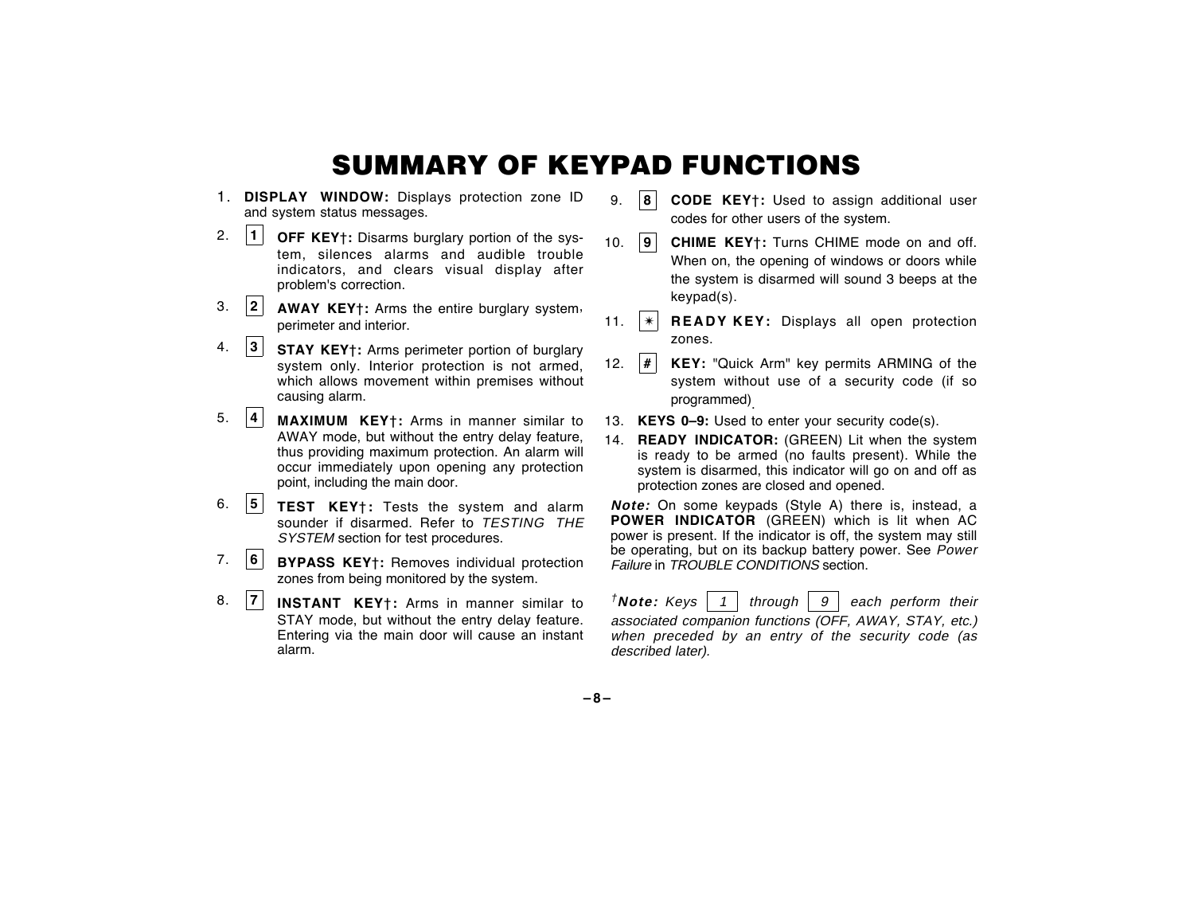# SUMMARY OF KEYPAD FUNCTIONS

1. **DISPLAY WINDOW:** Displays protection zone ID and system status messages.
2. [1] **OFF KEY†:** Disarms burglary portion of the system, silences alarms and audible trouble indicators, and clears visual display after problem's correction.
3. [2] **AWAY KEY†:** Arms the entire burglary system, perimeter and interior.
4. [3] **STAY KEY†:** Arms perimeter portion of burglary system only. Interior protection is not armed, which allows movement within premises without causing alarm.
5. [4] **MAXIMUM KEY†:** Arms in manner similar to AWAY mode, but without the entry delay feature, thus providing maximum protection. An alarm will occur immediately upon opening any protection point, including the main door.
6. [5] **TEST KEY†:** Tests the system and alarm sounder if disarmed. Refer to *TESTING THE SYSTEM* section for test procedures.
7. [6] **BYPASS KEY†:** Removes individual protection zones from being monitored by the system.
8. [7] **INSTANT KEY†:** Arms in manner similar to STAY mode, but without the entry delay feature. Entering via the main door will cause an instant alarm.
9. [8] **CODE KEY†:** Used to assign additional user codes for other users of the system.
10. [9] **CHIME KEY†:** Turns CHIME mode on and off. When on, the opening of windows or doors while the system is disarmed will sound 3 beeps at the keypad(s).
11. [✳] **READY KEY:** Displays all open protection zones.
12. [#] **KEY:** "Quick Arm" key permits ARMING of the system without use of a security code (if so programmed).
13. **KEYS 0–9:** Used to enter your security code(s).
14. **READY INDICATOR:** (GREEN) Lit when the system is ready to be armed (no faults present). While the system is disarmed, this indicator will go on and off as protection zones are closed and opened.

***Note:*** On some keypads (Style A) there is, instead, a **POWER INDICATOR** (GREEN) which is lit when AC power is present. If the indicator is off, the system may still be operating, but on its backup battery power. See *Power Failure* in *TROUBLE CONDITIONS* section.

*†**Note:** Keys [1] through [9] each perform their associated companion functions (OFF, AWAY, STAY, etc.) when preceded by an entry of the security code (as described later).*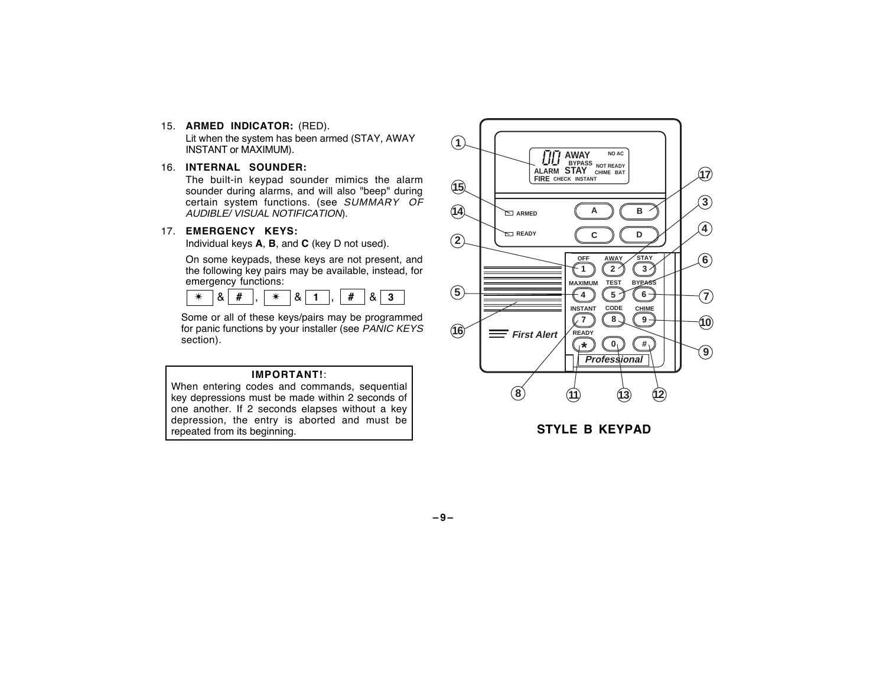15. **ARMED INDICATOR:** (RED).
    Lit when the system has been armed (STAY, AWAY INSTANT or MAXIMUM).

16. **INTERNAL SOUNDER:**
    The built-in keypad sounder mimics the alarm sounder during alarms, and will also "beep" during certain system functions. (see *SUMMARY OF AUDIBLE/ VISUAL NOTIFICATION*).

17. **EMERGENCY KEYS:**
    Individual keys **A**, **B**, and **C** (key D not used).

    On some keypads, these keys are not present, and the following key pairs may be available, instead, for emergency functions:

    [✴] & [#] , [✴] & [1] , [#] & [3]

    Some or all of these keys/pairs may be programmed for panic functions by your installer (see *PANIC KEYS* section).

> **IMPORTANT!**:
> When entering codes and commands, sequential key depressions must be made within 2 seconds of one another. If 2 seconds elapses without a key depression, the entry is aborted and must be repeated from its beginning.

**STYLE B KEYPAD**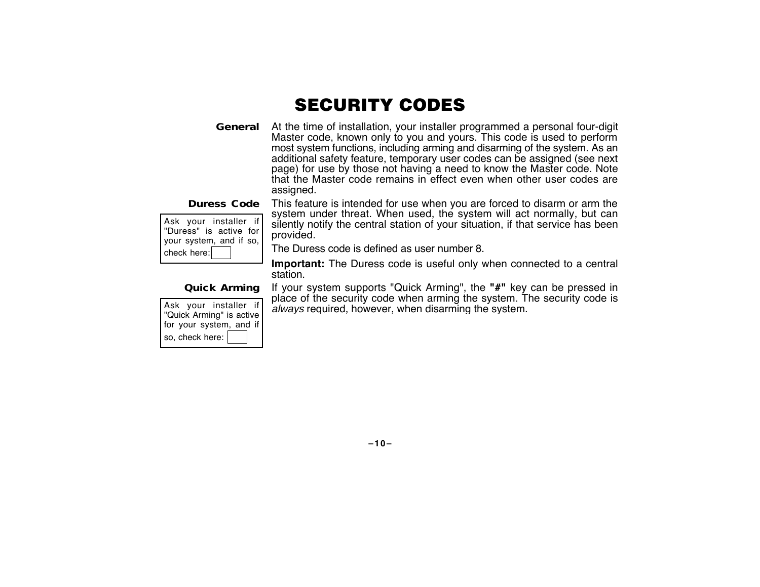# SECURITY CODES

**General**

At the time of installation, your installer programmed a personal four-digit Master code, known only to you and yours. This code is used to perform most system functions, including arming and disarming of the system. As an additional safety feature, temporary user codes can be assigned (see next page) for use by those not having a need to know the Master code. Note that the Master code remains in effect even when other user codes are assigned.

**Duress Code**

> Ask your installer if "Duress" is active for your system, and if so, check here: ☐

This feature is intended for use when you are forced to disarm or arm the system under threat. When used, the system will act normally, but can silently notify the central station of your situation, if that service has been provided.

The Duress code is defined as user number 8.

**Important:** The Duress code is useful only when connected to a central station.

**Quick Arming**

> Ask your installer if "Quick Arming" is active for your system, and if so, check here: ☐

If your system supports "Quick Arming", the **"#"** key can be pressed in place of the security code when arming the system. The security code is *always* required, however, when disarming the system.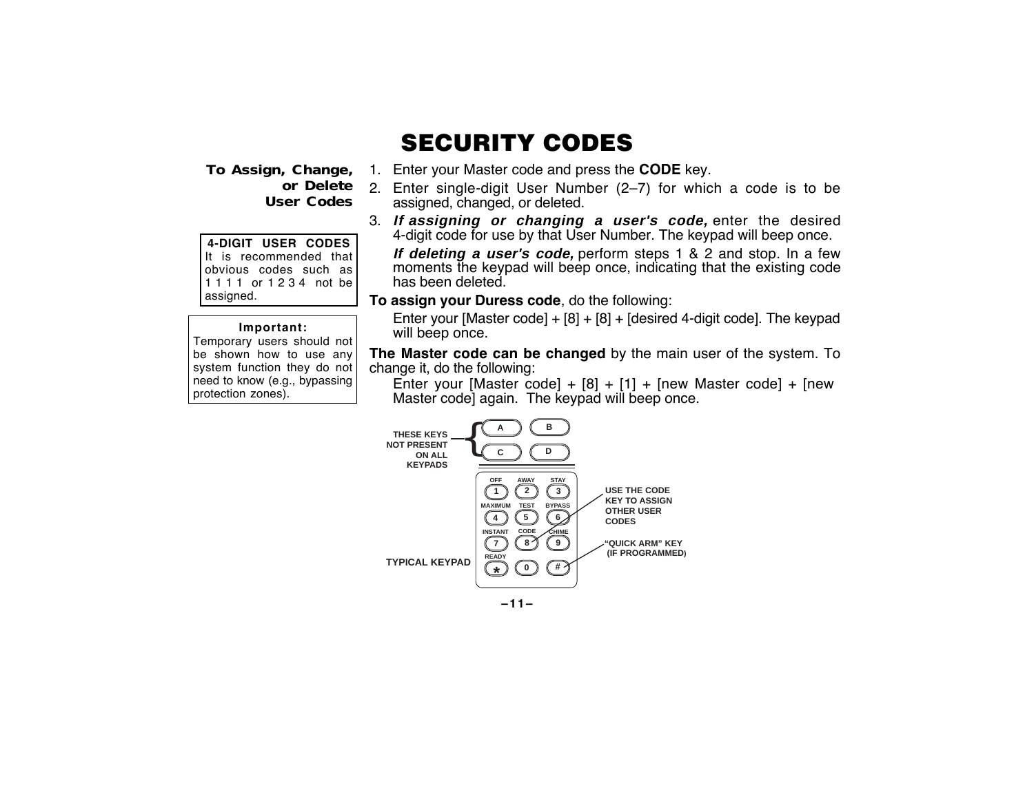# SECURITY CODES

### To Assign, Change, or Delete User Codes

1. Enter your Master code and press the **CODE** key.
2. Enter single-digit User Number (2–7) for which a code is to be assigned, changed, or deleted.
3. ***If assigning or changing a user's code,*** enter the desired 4-digit code for use by that User Number. The keypad will beep once.

   ***If deleting a user's code,*** perform steps 1 & 2 and stop. In a few moments the keypad will beep once, indicating that the existing code has been deleted.

**4-DIGIT USER CODES**
It is recommended that obvious codes such as 1 1 1 1 or 1 2 3 4 not be assigned.

**Important:**
Temporary users should not be shown how to use any system function they do not need to know (e.g., bypassing protection zones).

**To assign your Duress code**, do the following:

Enter your [Master code] + [8] + [8] + [desired 4-digit code]. The keypad will beep once.

**The Master code can be changed** by the main user of the system. To change it, do the following:

Enter your [Master code] + [8] + [1] + [new Master code] + [new Master code] again. The keypad will beep once.

THESE KEYS NOT PRESENT ON ALL KEYPADS (A, B, C, D)

USE THE CODE KEY TO ASSIGN OTHER USER CODES

"QUICK ARM" KEY (IF PROGRAMMED)

TYPICAL KEYPAD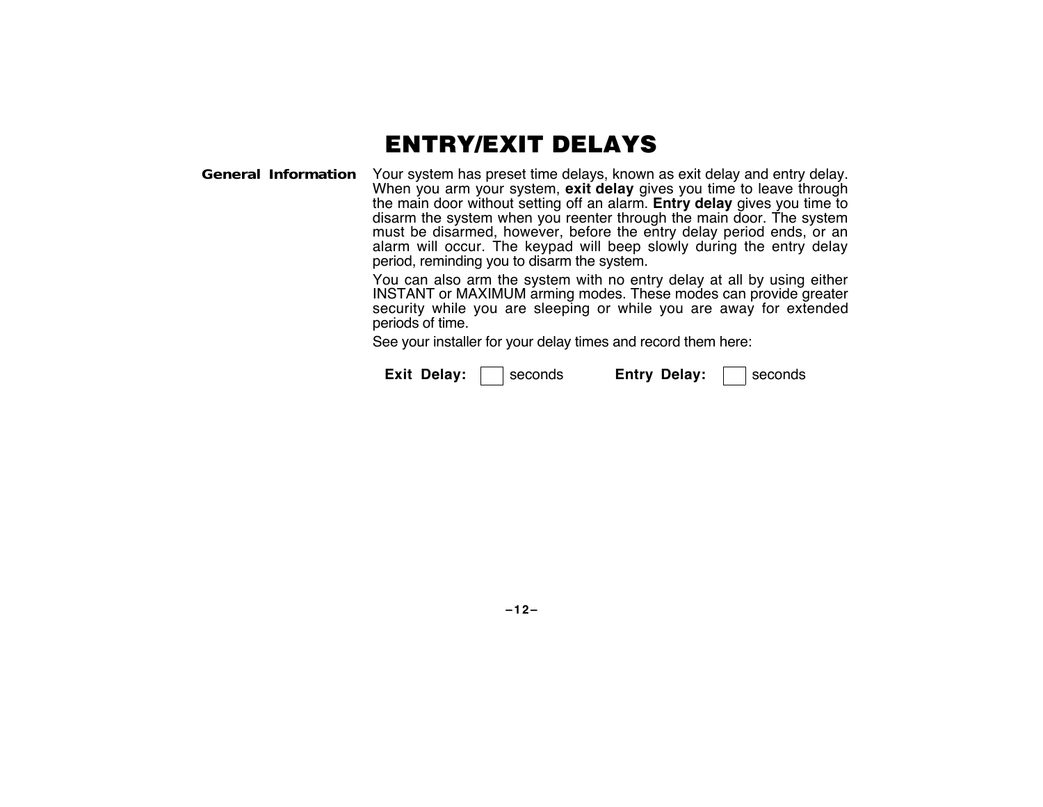# ENTRY/EXIT DELAYS

**General Information**

Your system has preset time delays, known as exit delay and entry delay. When you arm your system, **exit delay** gives you time to leave through the main door without setting off an alarm. **Entry delay** gives you time to disarm the system when you reenter through the main door. The system must be disarmed, however, before the entry delay period ends, or an alarm will occur. The keypad will beep slowly during the entry delay period, reminding you to disarm the system.

You can also arm the system with no entry delay at all by using either INSTANT or MAXIMUM arming modes. These modes can provide greater security while you are sleeping or while you are away for extended periods of time.

See your installer for your delay times and record them here:

**Exit Delay:** ☐ seconds **Entry Delay:** ☐ seconds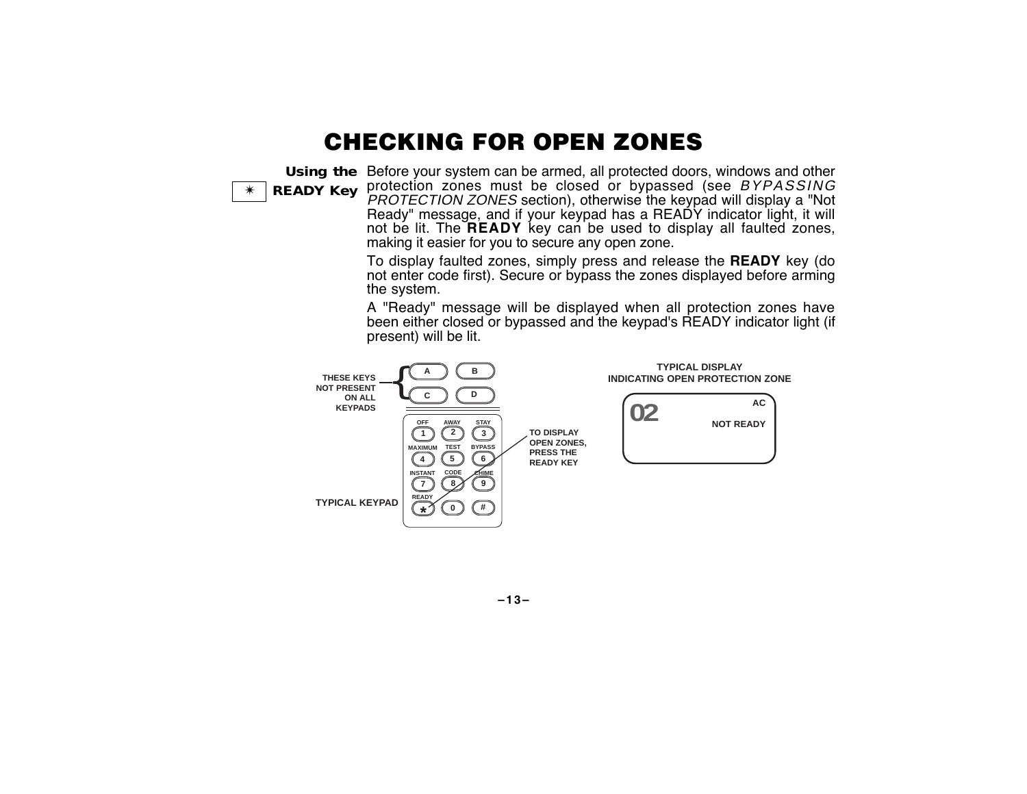# CHECKING FOR OPEN ZONES

**Using the ✴ READY Key**

Before your system can be armed, all protected doors, windows and other protection zones must be closed or bypassed (see *BYPASSING PROTECTION ZONES* section), otherwise the keypad will display a "Not Ready" message, and if your keypad has a READY indicator light, it will not be lit. The **READY** key can be used to display all faulted zones, making it easier for you to secure any open zone.

To display faulted zones, simply press and release the **READY** key (do not enter code first). Secure or bypass the zones displayed before arming the system.

A "Ready" message will be displayed when all protection zones have been either closed or bypassed and the keypad's READY indicator light (if present) will be lit.

THESE KEYS NOT PRESENT ON ALL KEYPADS

A B
C D

OFF 1 · AWAY 2 · STAY 3
MAXIMUM 4 · TEST 5 · BYPASS 6
INSTANT 7 · CODE 8 · CHIME 9
READY * · 0 · #

TYPICAL KEYPAD

TO DISPLAY OPEN ZONES, PRESS THE READY KEY

TYPICAL DISPLAY INDICATING OPEN PROTECTION ZONE

02 AC
NOT READY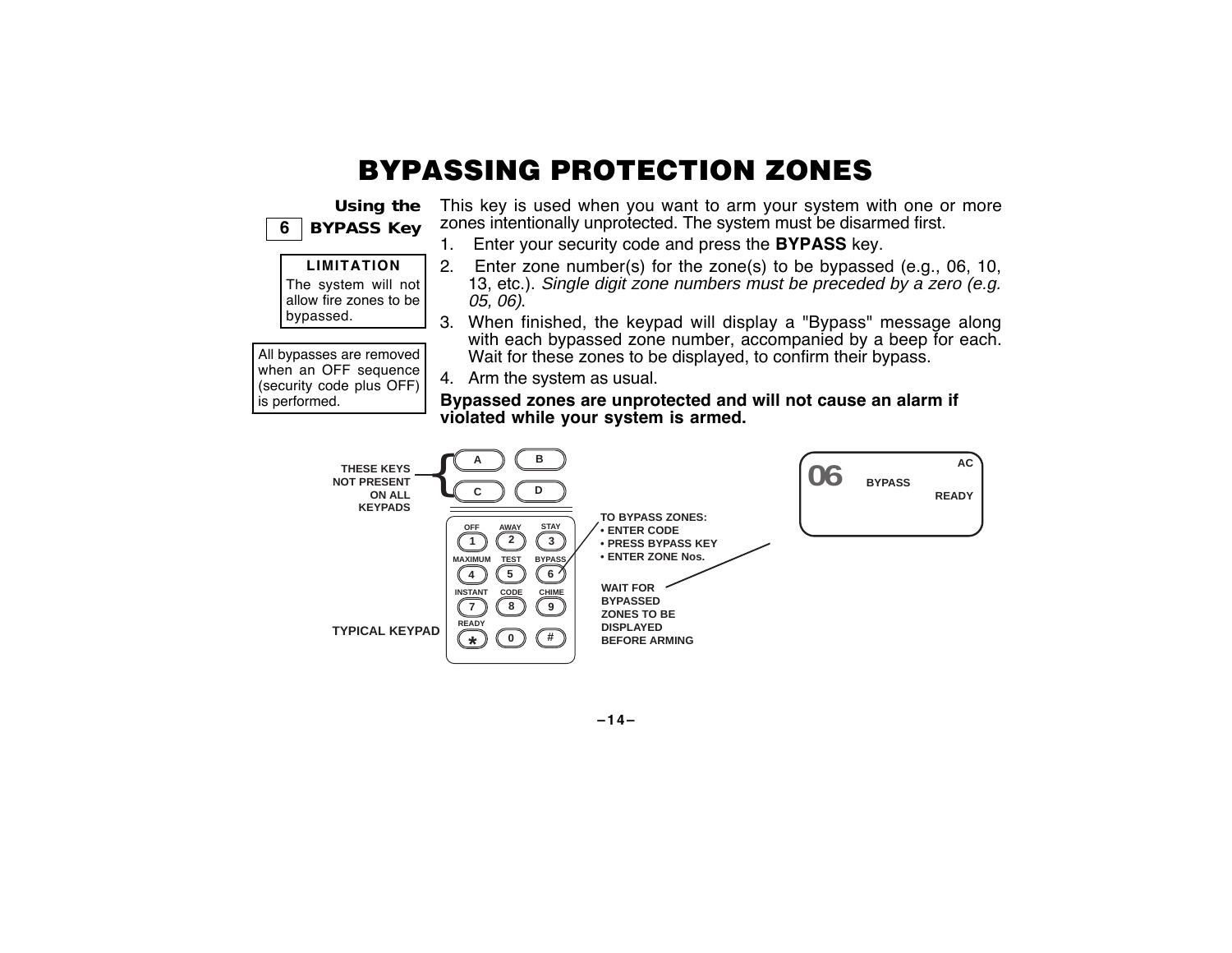# BYPASSING PROTECTION ZONES

**Using the 6 BYPASS Key**

> **LIMITATION**
> The system will not allow fire zones to be bypassed.

> All bypasses are removed when an OFF sequence (security code plus OFF) is performed.

This key is used when you want to arm your system with one or more zones intentionally unprotected. The system must be disarmed first.

1. Enter your security code and press the **BYPASS** key.
2. Enter zone number(s) for the zone(s) to be bypassed (e.g., 06, 10, 13, etc.). *Single digit zone numbers must be preceded by a zero (e.g. 05, 06)*.
3. When finished, the keypad will display a "Bypass" message along with each bypassed zone number, accompanied by a beep for each. Wait for these zones to be displayed, to confirm their bypass.
4. Arm the system as usual.

**Bypassed zones are unprotected and will not cause an alarm if violated while your system is armed.**

THESE KEYS NOT PRESENT ON ALL KEYPADS

TYPICAL KEYPAD

TO BYPASS ZONES:
- ENTER CODE
- PRESS BYPASS KEY
- ENTER ZONE Nos.

WAIT FOR BYPASSED ZONES TO BE DISPLAYED BEFORE ARMING

06 BYPASS AC READY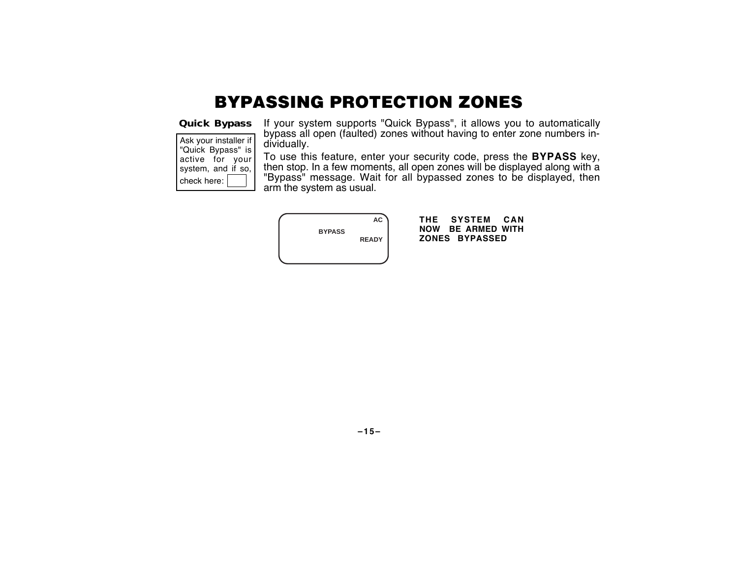# BYPASSING PROTECTION ZONES

**Quick Bypass**

Ask your installer if "Quick Bypass" is active for your system, and if so, check here: ☐

If your system supports "Quick Bypass", it allows you to automatically bypass all open (faulted) zones without having to enter zone numbers individually.

To use this feature, enter your security code, press the **BYPASS** key, then stop. In a few moments, all open zones will be displayed along with a "Bypass" message. Wait for all bypassed zones to be displayed, then arm the system as usual.

```
                          AC
         BYPASS
                       READY
```

**THE SYSTEM CAN NOW BE ARMED WITH ZONES BYPASSED**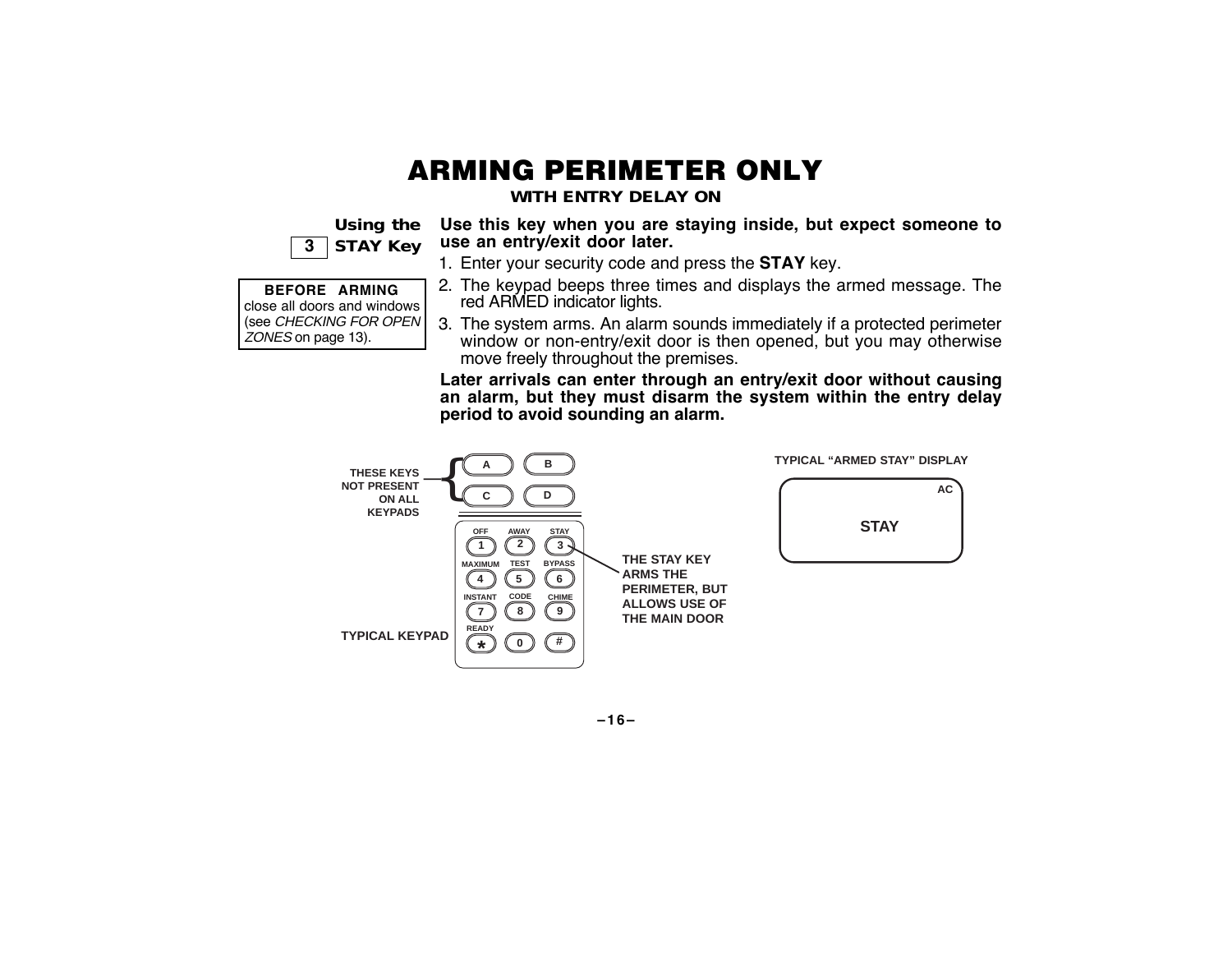# ARMING PERIMETER ONLY

## WITH ENTRY DELAY ON

### 3 Using the STAY Key

**BEFORE ARMING**
close all doors and windows (see *CHECKING FOR OPEN ZONES* on page 13).

**Use this key when you are staying inside, but expect someone to use an entry/exit door later.**

1. Enter your security code and press the **STAY** key.
2. The keypad beeps three times and displays the armed message. The red ARMED indicator lights.
3. The system arms. An alarm sounds immediately if a protected perimeter window or non-entry/exit door is then opened, but you may otherwise move freely throughout the premises.

**Later arrivals can enter through an entry/exit door without causing an alarm, but they must disarm the system within the entry delay period to avoid sounding an alarm.**

THESE KEYS NOT PRESENT ON ALL KEYPADS

A B
C D

| OFF 1 | AWAY 2 | STAY 3 |
|---|---|---|
| MAXIMUM 4 | TEST 5 | BYPASS 6 |
| INSTANT 7 | CODE 8 | CHIME 9 |
| READY * | 0 | # |

TYPICAL KEYPAD

THE STAY KEY ARMS THE PERIMETER, BUT ALLOWS USE OF THE MAIN DOOR

TYPICAL "ARMED STAY" DISPLAY

AC
STAY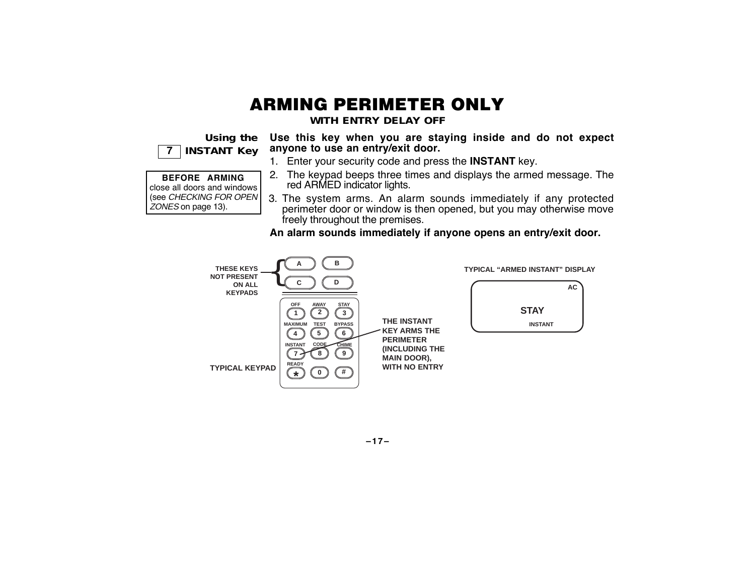# ARMING PERIMETER ONLY

### WITH ENTRY DELAY OFF

**Using the 7 INSTANT Key**

**BEFORE ARMING**
close all doors and windows (see *CHECKING FOR OPEN ZONES* on page 13).

**Use this key when you are staying inside and do not expect anyone to use an entry/exit door.**

1. Enter your security code and press the **INSTANT** key.
2. The keypad beeps three times and displays the armed message. The red ARMED indicator lights.
3. The system arms. An alarm sounds immediately if any protected perimeter door or window is then opened, but you may otherwise move freely throughout the premises.

**An alarm sounds immediately if anyone opens an entry/exit door.**

THESE KEYS NOT PRESENT ON ALL KEYPADS

A B C D

OFF 1 AWAY 2 STAY 3
MAXIMUM 4 TEST 5 BYPASS 6
INSTANT 7 CODE 8 CHIME 9
READY * 0 #

TYPICAL KEYPAD

THE INSTANT KEY ARMS THE PERIMETER (INCLUDING THE MAIN DOOR), WITH NO ENTRY

TYPICAL "ARMED INSTANT" DISPLAY

AC
STAY
INSTANT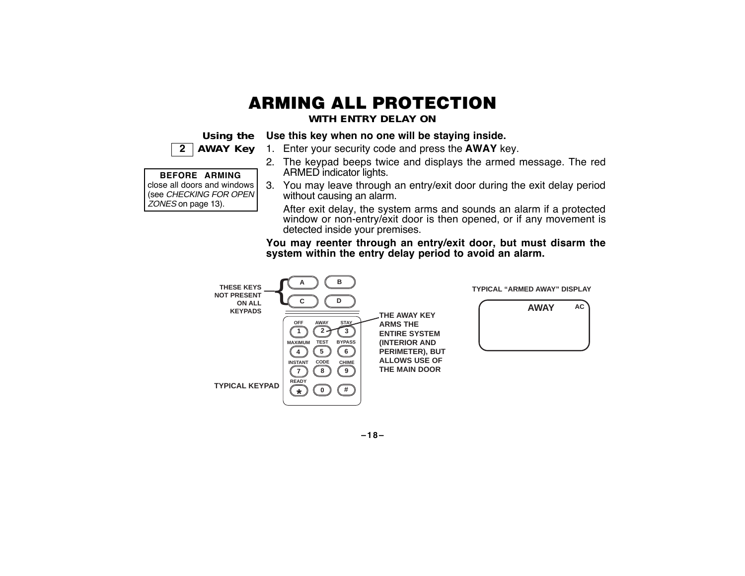# ARMING ALL PROTECTION

**WITH ENTRY DELAY ON**

**Using the 2 AWAY Key**

> **BEFORE ARMING**
> close all doors and windows (see *CHECKING FOR OPEN ZONES* on page 13).

**Use this key when no one will be staying inside.**

1. Enter your security code and press the **AWAY** key.
2. The keypad beeps twice and displays the armed message. The red ARMED indicator lights.
3. You may leave through an entry/exit door during the exit delay period without causing an alarm.

   After exit delay, the system arms and sounds an alarm if a protected window or non-entry/exit door is then opened, or if any movement is detected inside your premises.

**You may reenter through an entry/exit door, but must disarm the system within the entry delay period to avoid an alarm.**

THESE KEYS NOT PRESENT ON ALL KEYPADS

TYPICAL KEYPAD

THE AWAY KEY ARMS THE ENTIRE SYSTEM (INTERIOR AND PERIMETER), BUT ALLOWS USE OF THE MAIN DOOR

TYPICAL "ARMED AWAY" DISPLAY

AWAY AC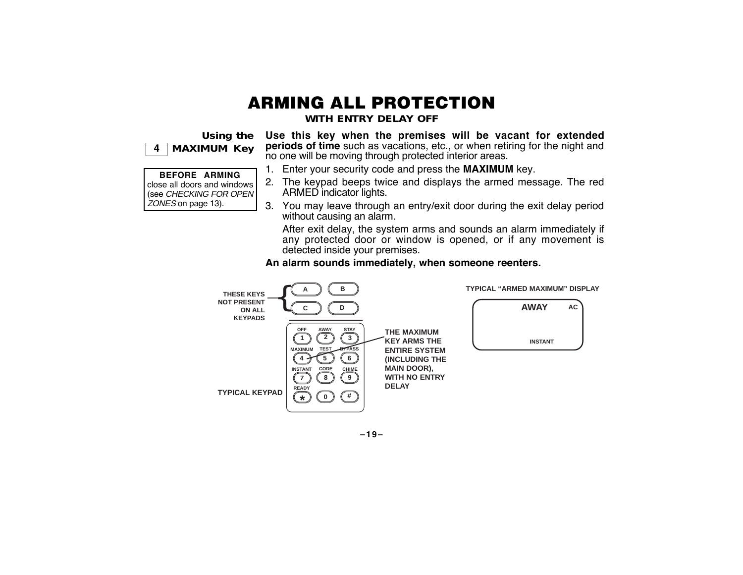# ARMING ALL PROTECTION

### WITH ENTRY DELAY OFF

**Using the**
**4 MAXIMUM Key**

> **BEFORE ARMING**
> close all doors and windows (see *CHECKING FOR OPEN ZONES* on page 13).

**Use this key when the premises will be vacant for extended periods of time** such as vacations, etc., or when retiring for the night and no one will be moving through protected interior areas.

1. Enter your security code and press the **MAXIMUM** key.
2. The keypad beeps twice and displays the armed message. The red ARMED indicator lights.
3. You may leave through an entry/exit door during the exit delay period without causing an alarm.

   After exit delay, the system arms and sounds an alarm immediately if any protected door or window is opened, or if any movement is detected inside your premises.

**An alarm sounds immediately, when someone reenters.**

THESE KEYS NOT PRESENT ON ALL KEYPADS

A B
C D

OFF 1 | AWAY 2 | STAY 3
MAXIMUM 4 | TEST 5 | BYPASS 6
INSTANT 7 | CODE 8 | CHIME 9
READY * | 0 | #

TYPICAL KEYPAD

THE MAXIMUM KEY ARMS THE ENTIRE SYSTEM (INCLUDING THE MAIN DOOR), WITH NO ENTRY DELAY

TYPICAL "ARMED MAXIMUM" DISPLAY

AWAY AC
INSTANT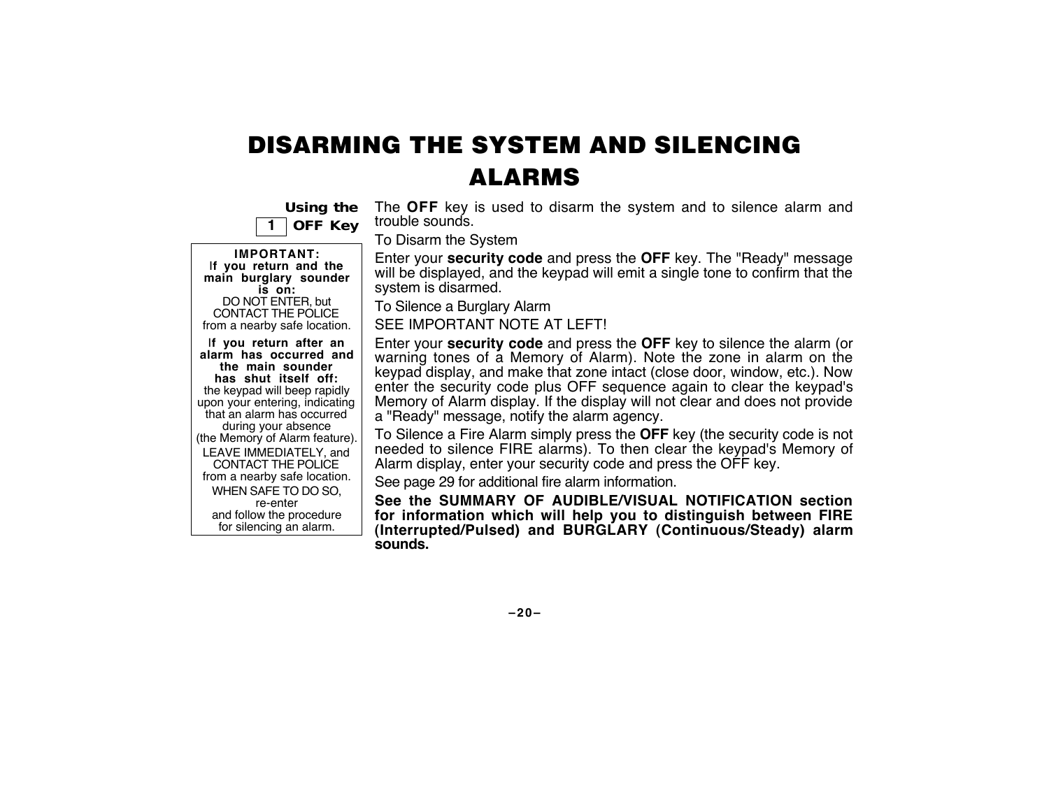# DISARMING THE SYSTEM AND SILENCING ALARMS

**Using the 1 OFF Key**

> **IMPORTANT:**
> **If you return and the main burglary sounder is on:**
> DO NOT ENTER, but CONTACT THE POLICE from a nearby safe location.
>
> **If you return after an alarm has occurred and the main sounder has shut itself off:**
> the keypad will beep rapidly upon your entering, indicating that an alarm has occurred during your absence (the Memory of Alarm feature).
> LEAVE IMMEDIATELY, and CONTACT THE POLICE from a nearby safe location.
> WHEN SAFE TO DO SO, re-enter and follow the procedure for silencing an alarm.

The **OFF** key is used to disarm the system and to silence alarm and trouble sounds.

To Disarm the System

Enter your **security code** and press the **OFF** key. The "Ready" message will be displayed, and the keypad will emit a single tone to confirm that the system is disarmed.

To Silence a Burglary Alarm

SEE IMPORTANT NOTE AT LEFT!

Enter your **security code** and press the **OFF** key to silence the alarm (or warning tones of a Memory of Alarm). Note the zone in alarm on the keypad display, and make that zone intact (close door, window, etc.). Now enter the security code plus OFF sequence again to clear the keypad's Memory of Alarm display. If the display will not clear and does not provide a "Ready" message, notify the alarm agency.

To Silence a Fire Alarm simply press the **OFF** key (the security code is not needed to silence FIRE alarms). To then clear the keypad's Memory of Alarm display, enter your security code and press the OFF key.

See page 29 for additional fire alarm information.

**See the SUMMARY OF AUDIBLE/VISUAL NOTIFICATION section for information which will help you to distinguish between FIRE (Interrupted/Pulsed) and BURGLARY (Continuous/Steady) alarm sounds.**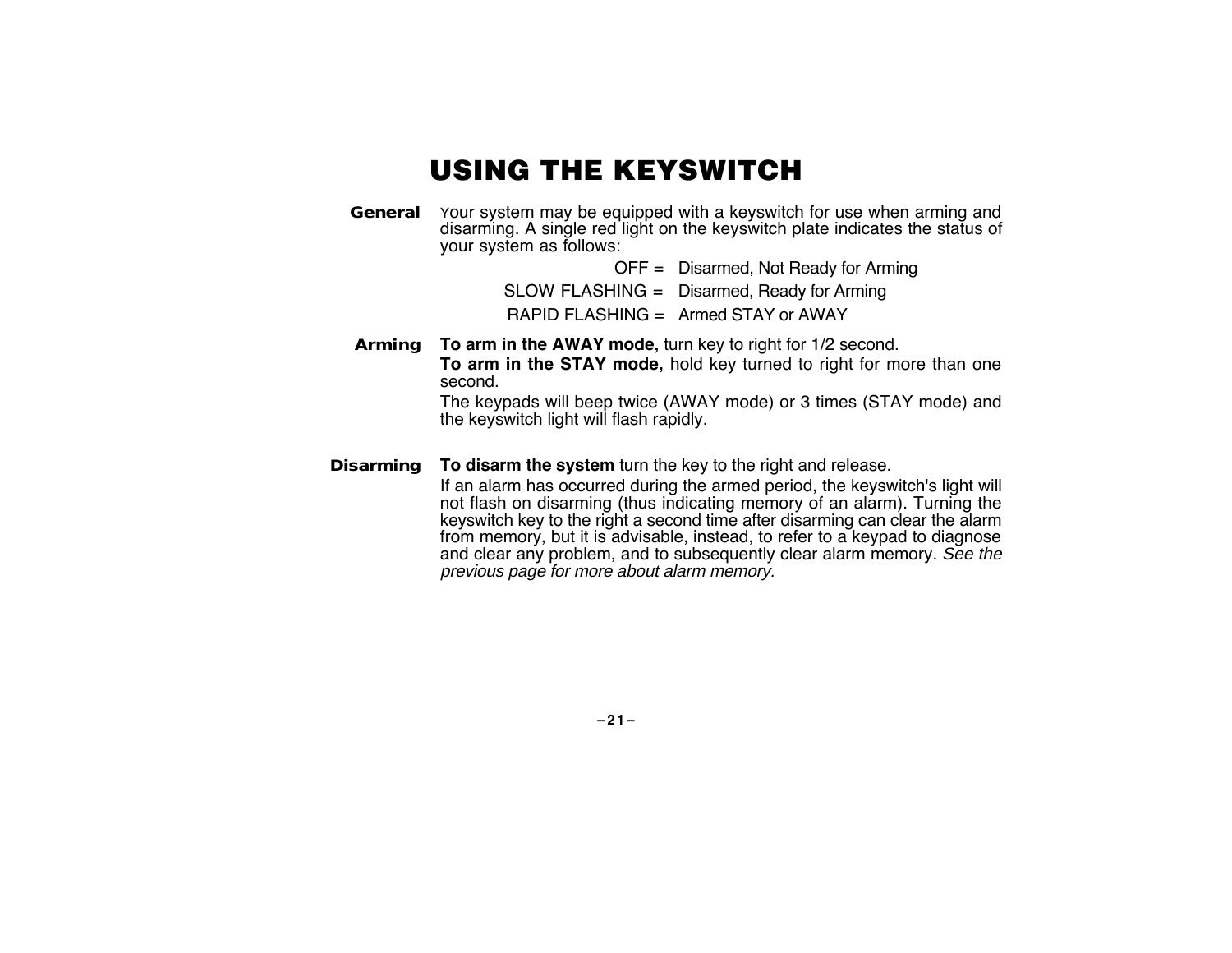# USING THE KEYSWITCH

**General**

Your system may be equipped with a keyswitch for use when arming and disarming. A single red light on the keyswitch plate indicates the status of your system as follows:

| | |
|---|---|
| OFF = | Disarmed, Not Ready for Arming |
| SLOW FLASHING = | Disarmed, Ready for Arming |
| RAPID FLASHING = | Armed STAY or AWAY |

**Arming**

**To arm in the AWAY mode,** turn key to right for 1/2 second.

**To arm in the STAY mode,** hold key turned to right for more than one second.

The keypads will beep twice (AWAY mode) or 3 times (STAY mode) and the keyswitch light will flash rapidly.

**Disarming**

**To disarm the system** turn the key to the right and release.

If an alarm has occurred during the armed period, the keyswitch's light will not flash on disarming (thus indicating memory of an alarm). Turning the keyswitch key to the right a second time after disarming can clear the alarm from memory, but it is advisable, instead, to refer to a keypad to diagnose and clear any problem, and to subsequently clear alarm memory. *See the previous page for more about alarm memory.*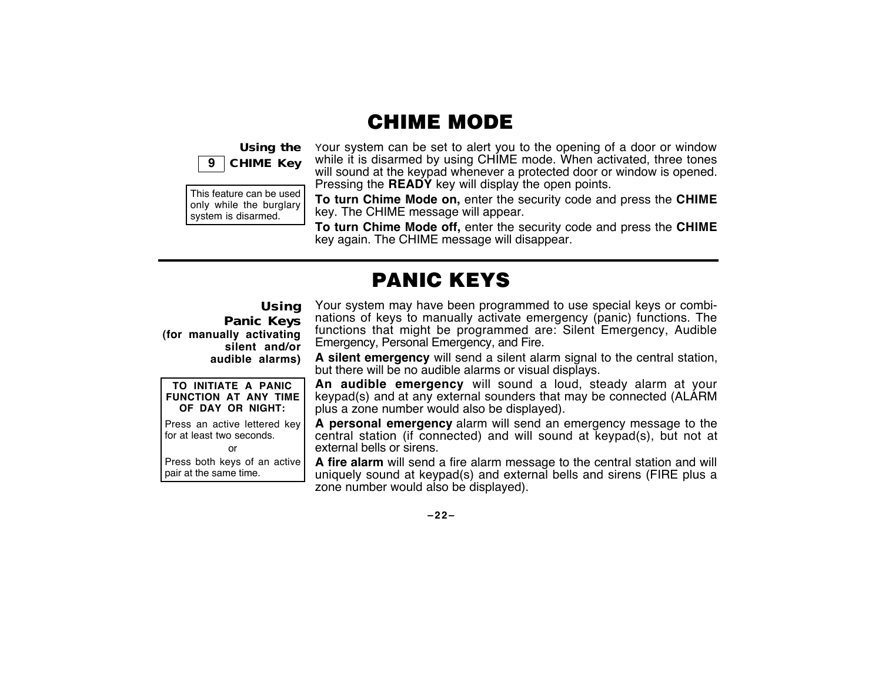# CHIME MODE

**Using the 9 CHIME Key**

This feature can be used only while the burglary system is disarmed.

Your system can be set to alert you to the opening of a door or window while it is disarmed by using CHIME mode. When activated, three tones will sound at the keypad whenever a protected door or window is opened. Pressing the **READY** key will display the open points.

**To turn Chime Mode on,** enter the security code and press the **CHIME** key. The CHIME message will appear.

**To turn Chime Mode off,** enter the security code and press the **CHIME** key again. The CHIME message will disappear.

---

# PANIC KEYS

**Using Panic Keys (for manually activating silent and/or audible alarms)**

**TO INITIATE A PANIC FUNCTION AT ANY TIME OF DAY OR NIGHT:**

Press an active lettered key for at least two seconds.

or

Press both keys of an active pair at the same time.

Your system may have been programmed to use special keys or combinations of keys to manually activate emergency (panic) functions. The functions that might be programmed are: Silent Emergency, Audible Emergency, Personal Emergency, and Fire.

**A silent emergency** will send a silent alarm signal to the central station, but there will be no audible alarms or visual displays.

**An audible emergency** will sound a loud, steady alarm at your keypad(s) and at any external sounders that may be connected (ALARM plus a zone number would also be displayed).

**A personal emergency** alarm will send an emergency message to the central station (if connected) and will sound at keypad(s), but not at external bells or sirens.

**A fire alarm** will send a fire alarm message to the central station and will uniquely sound at keypad(s) and external bells and sirens (FIRE plus a zone number would also be displayed).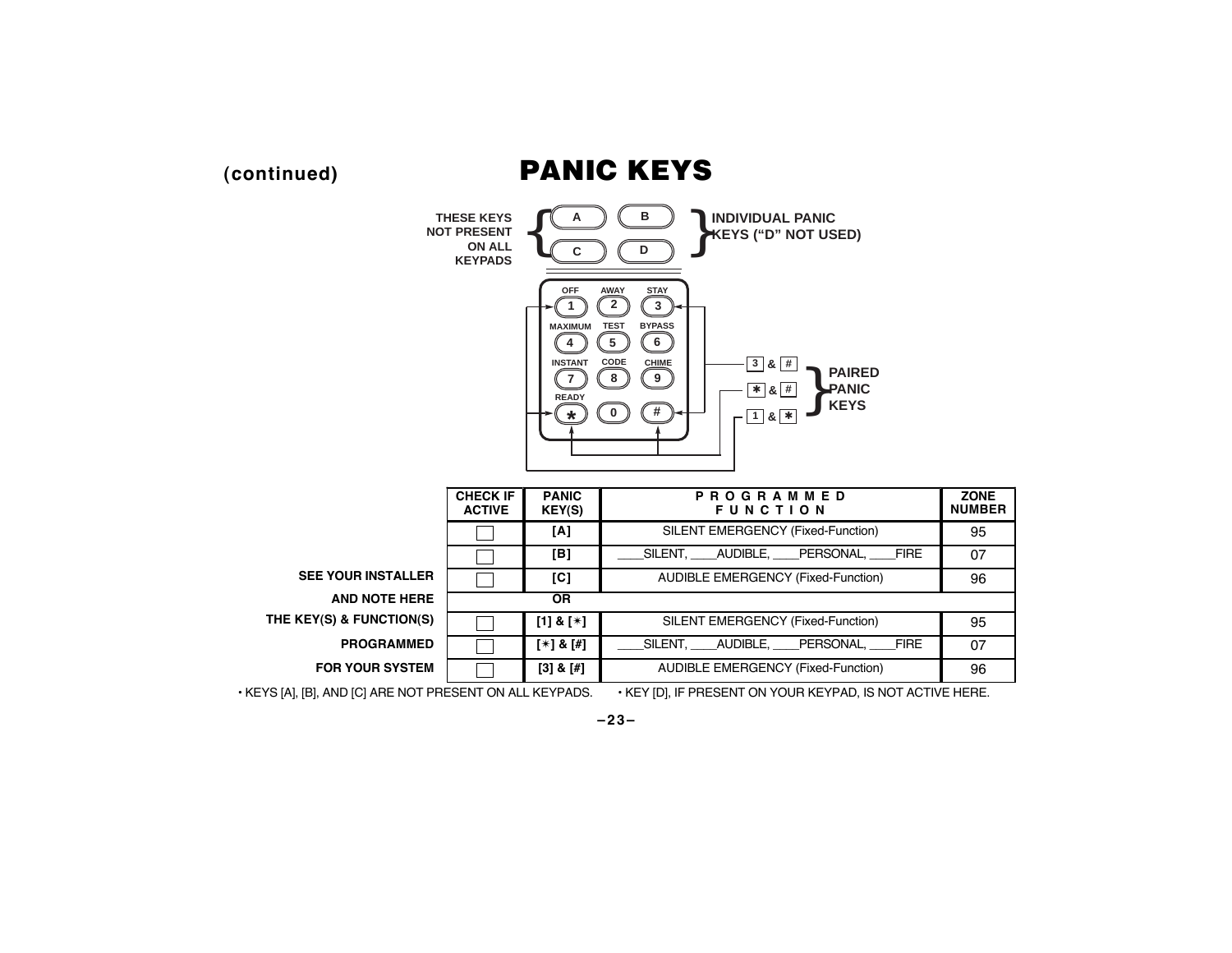(continued)

# PANIC KEYS

THESE KEYS NOT PRESENT ON ALL KEYPADS

INDIVIDUAL PANIC KEYS ("D" NOT USED)

PAIRED PANIC KEYS

3 & #

✱ & #

1 & ✱

SEE YOUR INSTALLER AND NOTE HERE THE KEY(S) & FUNCTION(S) PROGRAMMED FOR YOUR SYSTEM

| CHECK IF ACTIVE | PANIC KEY(S) | PROGRAMMED FUNCTION | ZONE NUMBER |
|---|---|---|---|
| ☐ | [A] | SILENT EMERGENCY (Fixed-Function) | 95 |
| ☐ | [B] | ____SILENT, ____AUDIBLE, ____PERSONAL, ____FIRE | 07 |
| ☐ | [C] | AUDIBLE EMERGENCY (Fixed-Function) | 96 |
| | OR | | |
| ☐ | [1] & [✱] | SILENT EMERGENCY (Fixed-Function) | 95 |
| ☐ | [✱] & [#] | ____SILENT, ____AUDIBLE, ____PERSONAL, ____FIRE | 07 |
| ☐ | [3] & [#] | AUDIBLE EMERGENCY (Fixed-Function) | 96 |

• KEYS [A], [B], AND [C] ARE NOT PRESENT ON ALL KEYPADS. • KEY [D], IF PRESENT ON YOUR KEYPAD, IS NOT ACTIVE HERE.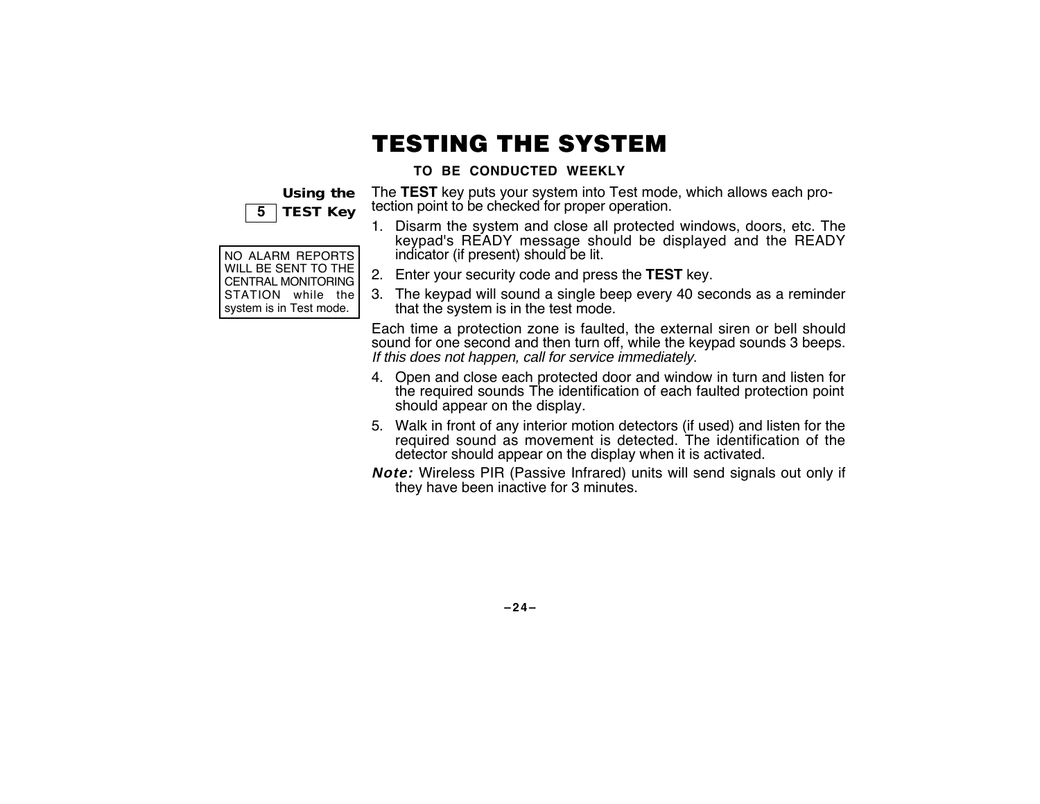# TESTING THE SYSTEM

**TO BE CONDUCTED WEEKLY**

**Using the**
**5 TEST Key**

NO ALARM REPORTS WILL BE SENT TO THE CENTRAL MONITORING STATION while the system is in Test mode.

The **TEST** key puts your system into Test mode, which allows each protection point to be checked for proper operation.

1. Disarm the system and close all protected windows, doors, etc. The keypad's READY message should be displayed and the READY indicator (if present) should be lit.
2. Enter your security code and press the **TEST** key.
3. The keypad will sound a single beep every 40 seconds as a reminder that the system is in the test mode.

Each time a protection zone is faulted, the external siren or bell should sound for one second and then turn off, while the keypad sounds 3 beeps. *If this does not happen, call for service immediately.*

4. Open and close each protected door and window in turn and listen for the required sounds The identification of each faulted protection point should appear on the display.
5. Walk in front of any interior motion detectors (if used) and listen for the required sound as movement is detected. The identification of the detector should appear on the display when it is activated.

***Note:*** Wireless PIR (Passive Infrared) units will send signals out only if they have been inactive for 3 minutes.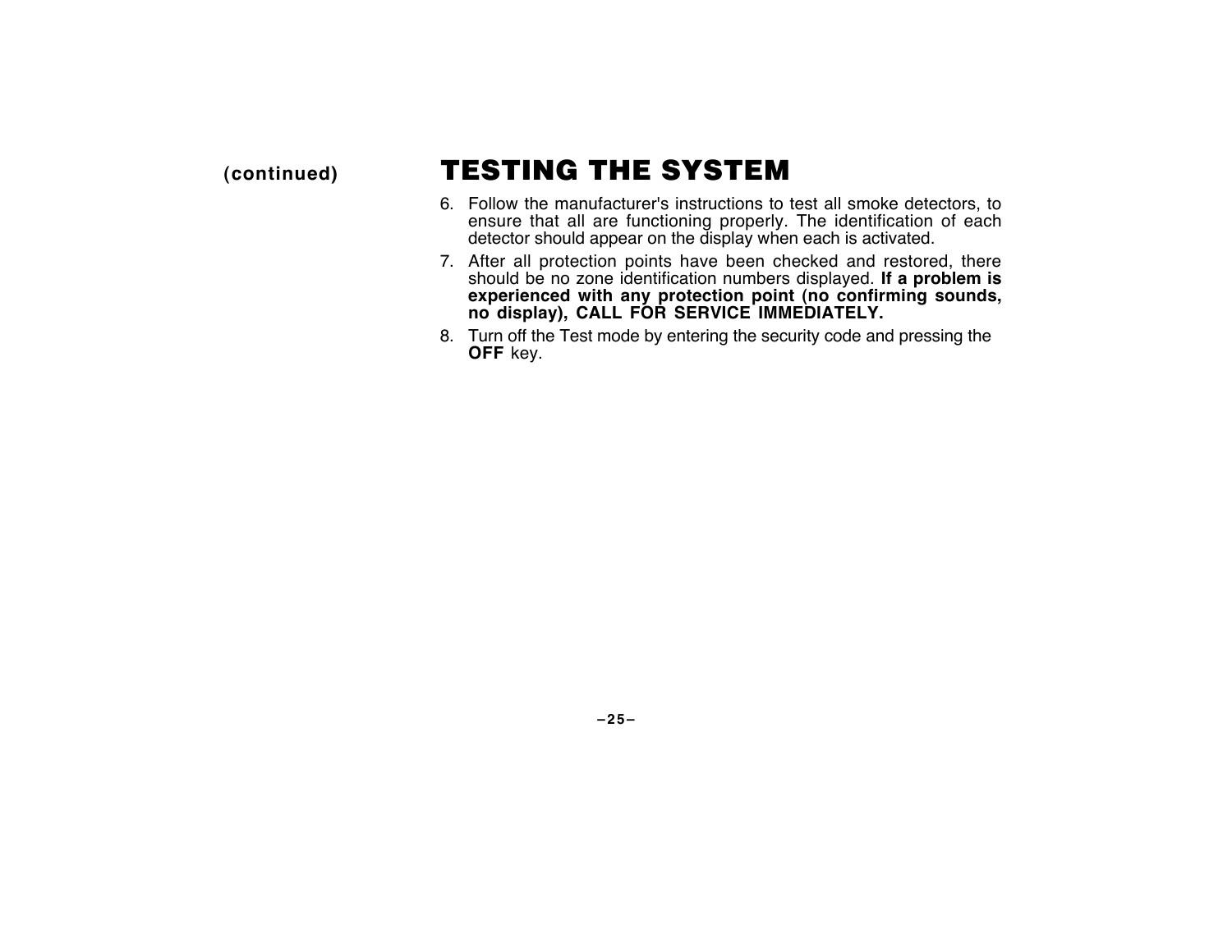**(continued)**

# TESTING THE SYSTEM

6. Follow the manufacturer's instructions to test all smoke detectors, to ensure that all are functioning properly. The identification of each detector should appear on the display when each is activated.
7. After all protection points have been checked and restored, there should be no zone identification numbers displayed. **If a problem is experienced with any protection point (no confirming sounds, no display), CALL FOR SERVICE IMMEDIATELY.**
8. Turn off the Test mode by entering the security code and pressing the **OFF** key.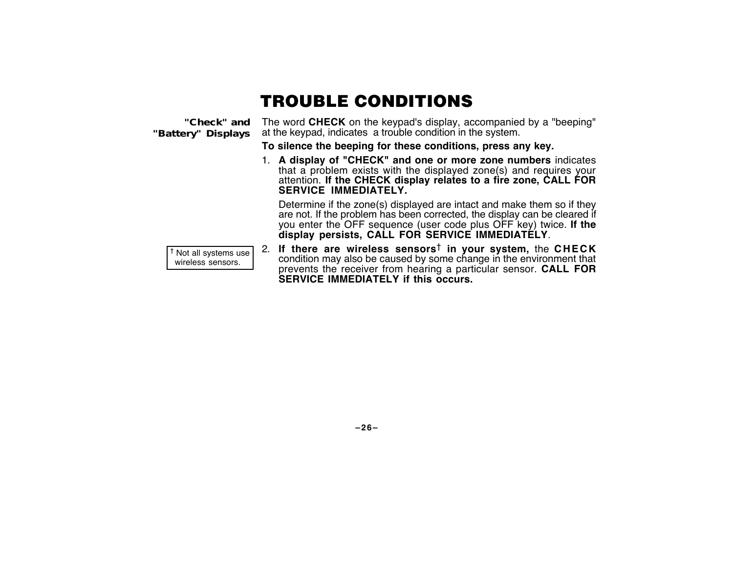# TROUBLE CONDITIONS

**"Check" and "Battery" Displays**

The word **CHECK** on the keypad's display, accompanied by a "beeping" at the keypad, indicates a trouble condition in the system.

**To silence the beeping for these conditions, press any key.**

1. **A display of "CHECK" and one or more zone numbers** indicates that a problem exists with the displayed zone(s) and requires your attention. **If the CHECK display relates to a fire zone, CALL FOR SERVICE IMMEDIATELY.**

   Determine if the zone(s) displayed are intact and make them so if they are not. If the problem has been corrected, the display can be cleared if you enter the OFF sequence (user code plus OFF key) twice. **If the display persists, CALL FOR SERVICE IMMEDIATELY**.

2. **If there are wireless sensors† in your system,** the **CHECK** condition may also be caused by some change in the environment that prevents the receiver from hearing a particular sensor. **CALL FOR SERVICE IMMEDIATELY if this occurs.**

† Not all systems use wireless sensors.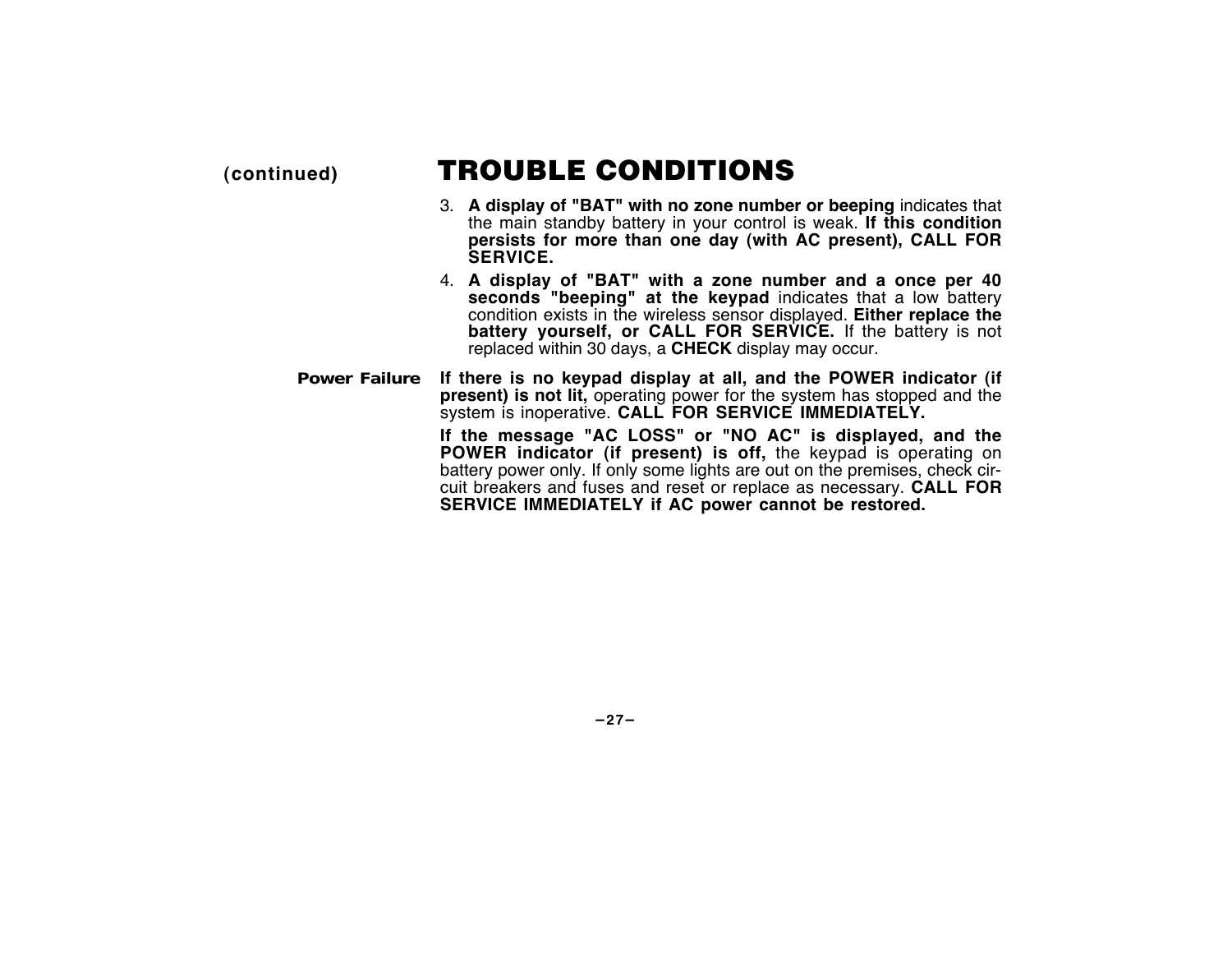## TROUBLE CONDITIONS (continued)

3. **A display of "BAT" with no zone number or beeping** indicates that the main standby battery in your control is weak. **If this condition persists for more than one day (with AC present), CALL FOR SERVICE.**

4. **A display of "BAT" with a zone number and a once per 40 seconds "beeping" at the keypad** indicates that a low battery condition exists in the wireless sensor displayed. **Either replace the battery yourself, or CALL FOR SERVICE.** If the battery is not replaced within 30 days, a **CHECK** display may occur.

**Power Failure**

**If there is no keypad display at all, and the POWER indicator (if present) is not lit,** operating power for the system has stopped and the system is inoperative. **CALL FOR SERVICE IMMEDIATELY.**

**If the message "AC LOSS" or "NO AC" is displayed, and the POWER indicator (if present) is off,** the keypad is operating on battery power only. If only some lights are out on the premises, check circuit breakers and fuses and reset or replace as necessary. **CALL FOR SERVICE IMMEDIATELY if AC power cannot be restored.**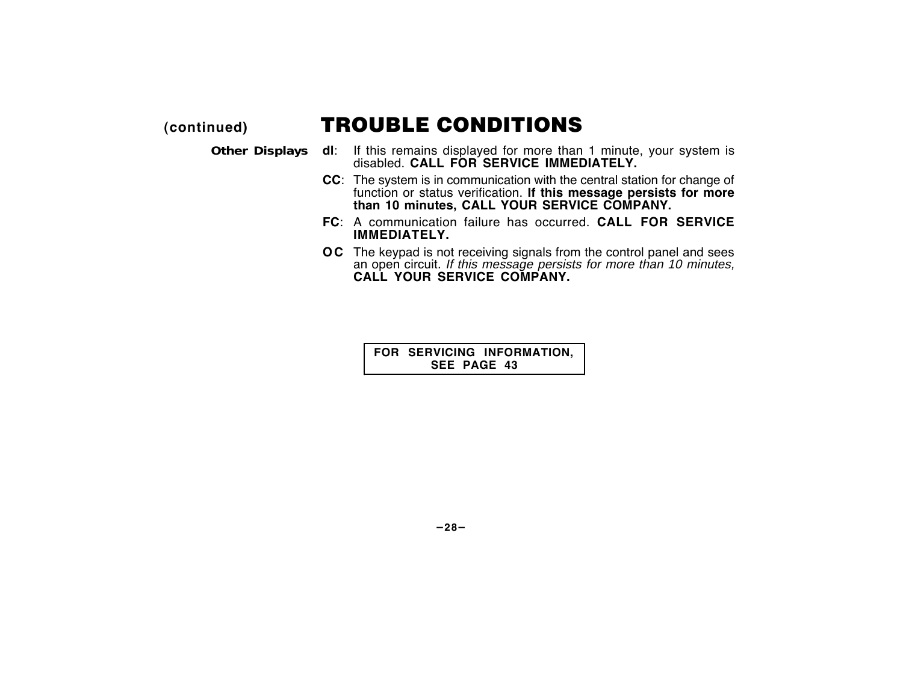(continued)

# TROUBLE CONDITIONS

**Other Displays**

**dl**: If this remains displayed for more than 1 minute, your system is disabled. **CALL FOR SERVICE IMMEDIATELY.**

**CC**: The system is in communication with the central station for change of function or status verification. **If this message persists for more than 10 minutes, CALL YOUR SERVICE COMPANY.**

**FC**: A communication failure has occurred. **CALL FOR SERVICE IMMEDIATELY.**

**OC** The keypad is not receiving signals from the control panel and sees an open circuit. *If this message persists for more than 10 minutes,* **CALL YOUR SERVICE COMPANY.**

**FOR SERVICING INFORMATION, SEE PAGE 43**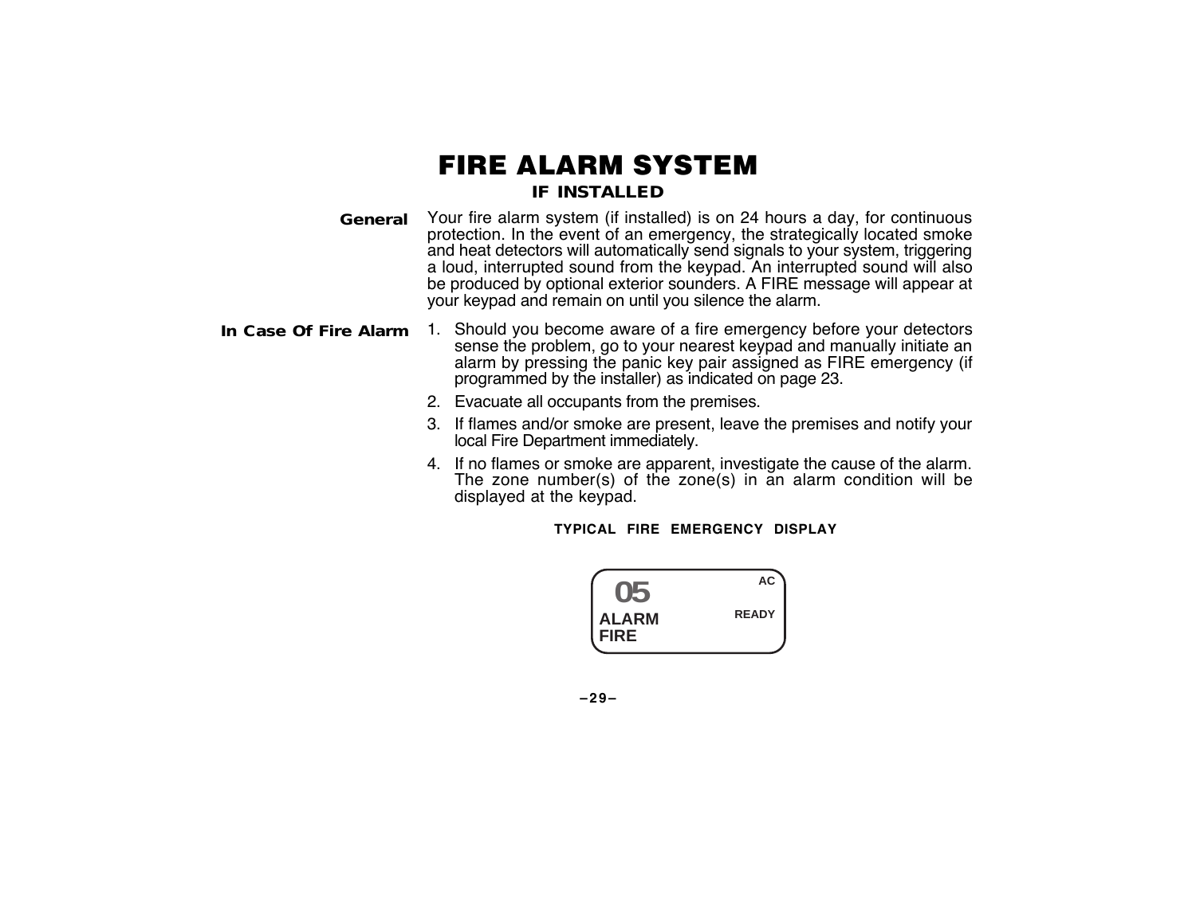# FIRE ALARM SYSTEM

### IF INSTALLED

**General**

Your fire alarm system (if installed) is on 24 hours a day, for continuous protection. In the event of an emergency, the strategically located smoke and heat detectors will automatically send signals to your system, triggering a loud, interrupted sound from the keypad. An interrupted sound will also be produced by optional exterior sounders. A FIRE message will appear at your keypad and remain on until you silence the alarm.

**In Case Of Fire Alarm**

1. Should you become aware of a fire emergency before your detectors sense the problem, go to your nearest keypad and manually initiate an alarm by pressing the panic key pair assigned as FIRE emergency (if programmed by the installer) as indicated on page 23.
2. Evacuate all occupants from the premises.
3. If flames and/or smoke are present, leave the premises and notify your local Fire Department immediately.
4. If no flames or smoke are apparent, investigate the cause of the alarm. The zone number(s) of the zone(s) in an alarm condition will be displayed at the keypad.

**TYPICAL FIRE EMERGENCY DISPLAY**

```
 05                AC
ALARM           READY
FIRE
```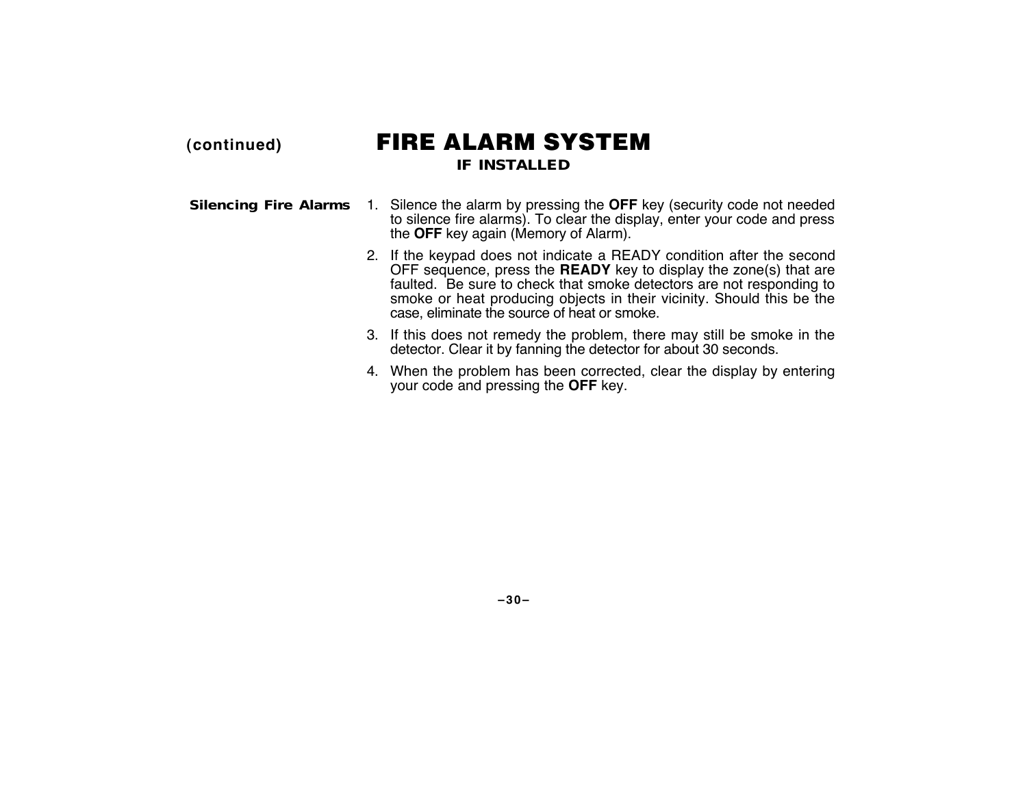(continued)

# FIRE ALARM SYSTEM

### IF INSTALLED

**Silencing Fire Alarms**

1. Silence the alarm by pressing the **OFF** key (security code not needed to silence fire alarms). To clear the display, enter your code and press the **OFF** key again (Memory of Alarm).
2. If the keypad does not indicate a READY condition after the second OFF sequence, press the **READY** key to display the zone(s) that are faulted. Be sure to check that smoke detectors are not responding to smoke or heat producing objects in their vicinity. Should this be the case, eliminate the source of heat or smoke.
3. If this does not remedy the problem, there may still be smoke in the detector. Clear it by fanning the detector for about 30 seconds.
4. When the problem has been corrected, clear the display by entering your code and pressing the **OFF** key.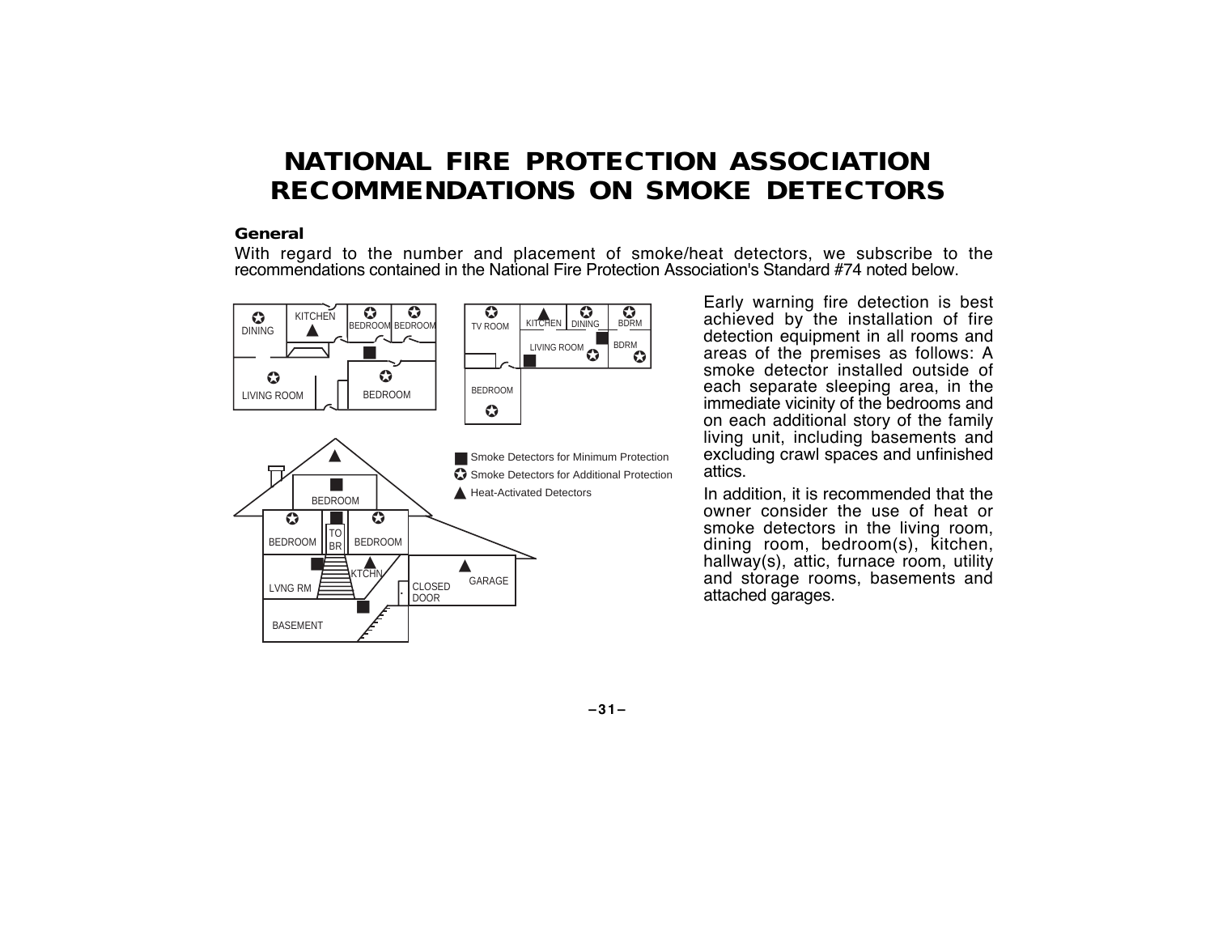# NATIONAL FIRE PROTECTION ASSOCIATION RECOMMENDATIONS ON SMOKE DETECTORS

### General

With regard to the number and placement of smoke/heat detectors, we subscribe to the recommendations contained in the National Fire Protection Association's Standard #74 noted below.

■ Smoke Detectors for Minimum Protection

✪ Smoke Detectors for Additional Protection

▲ Heat-Activated Detectors

Early warning fire detection is best achieved by the installation of fire detection equipment in all rooms and areas of the premises as follows: A smoke detector installed outside of each separate sleeping area, in the immediate vicinity of the bedrooms and on each additional story of the family living unit, including basements and excluding crawl spaces and unfinished attics.

In addition, it is recommended that the owner consider the use of heat or smoke detectors in the living room, dining room, bedroom(s), kitchen, hallway(s), attic, furnace room, utility and storage rooms, basements and attached garages.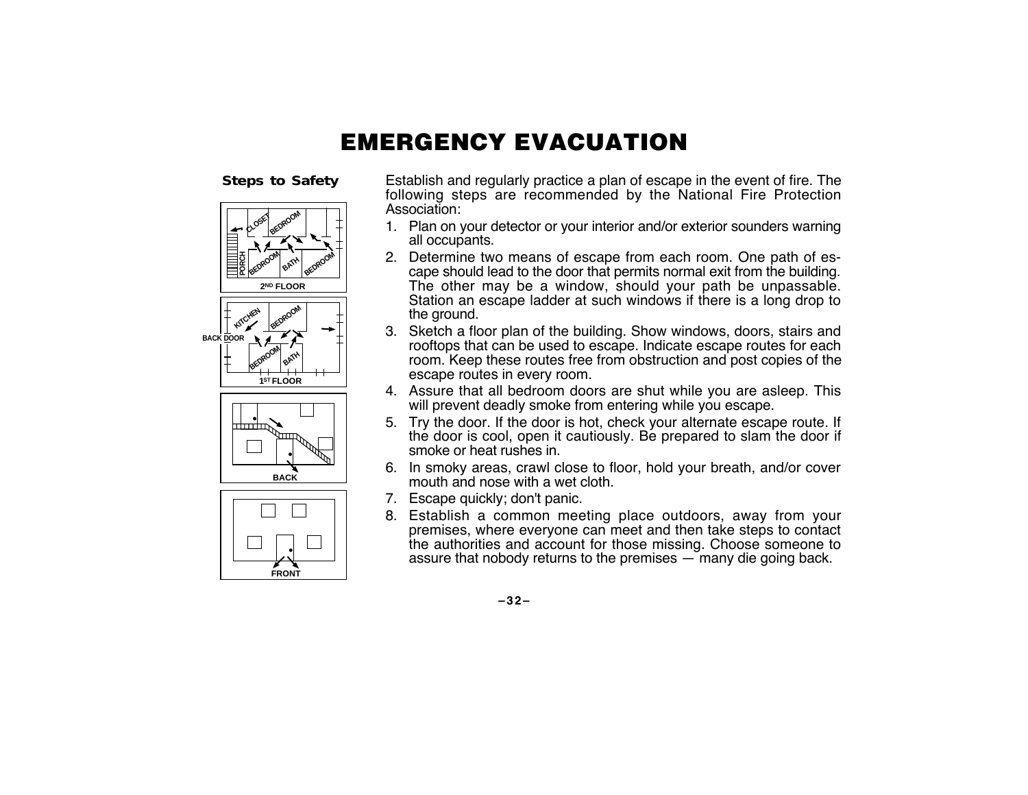# EMERGENCY EVACUATION

**Steps to Safety**

Establish and regularly practice a plan of escape in the event of fire. The following steps are recommended by the National Fire Protection Association:

1. Plan on your detector or your interior and/or exterior sounders warning all occupants.
2. Determine two means of escape from each room. One path of escape should lead to the door that permits normal exit from the building. The other may be a window, should your path be unpassable. Station an escape ladder at such windows if there is a long drop to the ground.
3. Sketch a floor plan of the building. Show windows, doors, stairs and rooftops that can be used to escape. Indicate escape routes for each room. Keep these routes free from obstruction and post copies of the escape routes in every room.
4. Assure that all bedroom doors are shut while you are asleep. This will prevent deadly smoke from entering while you escape.
5. Try the door. If the door is hot, check your alternate escape route. If the door is cool, open it cautiously. Be prepared to slam the door if smoke or heat rushes in.
6. In smoky areas, crawl close to floor, hold your breath, and/or cover mouth and nose with a wet cloth.
7. Escape quickly; don't panic.
8. Establish a common meeting place outdoors, away from your premises, where everyone can meet and then take steps to contact the authorities and account for those missing. Choose someone to assure that nobody returns to the premises — many die going back.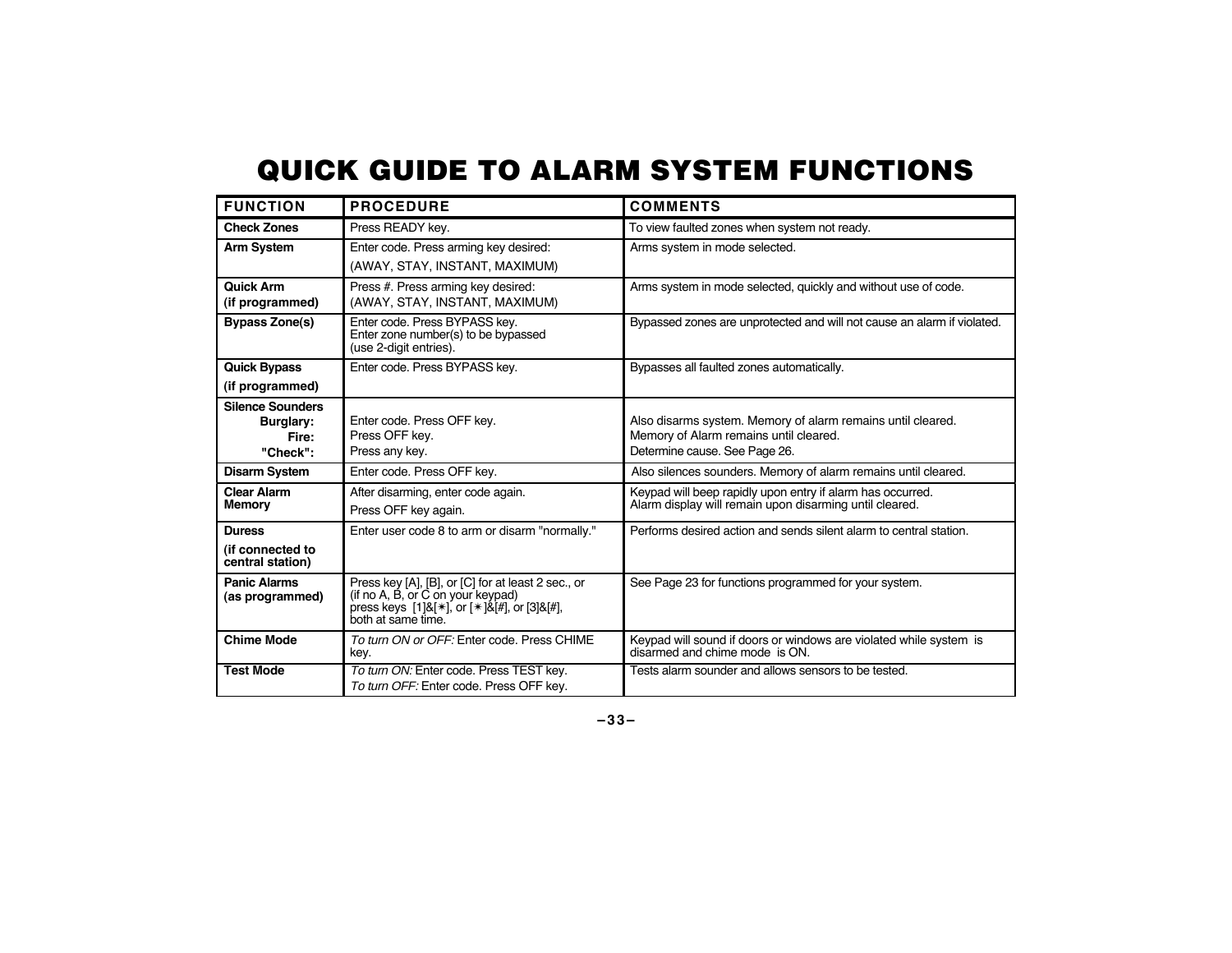# QUICK GUIDE TO ALARM SYSTEM FUNCTIONS

| FUNCTION | PROCEDURE | COMMENTS |
|---|---|---|
| **Check Zones** | Press READY key. | To view faulted zones when system not ready. |
| **Arm System** | Enter code. Press arming key desired: (AWAY, STAY, INSTANT, MAXIMUM) | Arms system in mode selected. |
| **Quick Arm (if programmed)** | Press #. Press arming key desired: (AWAY, STAY, INSTANT, MAXIMUM) | Arms system in mode selected, quickly and without use of code. |
| **Bypass Zone(s)** | Enter code. Press BYPASS key. Enter zone number(s) to be bypassed (use 2-digit entries). | Bypassed zones are unprotected and will not cause an alarm if violated. |
| **Quick Bypass (if programmed)** | Enter code. Press BYPASS key. | Bypasses all faulted zones automatically. |
| **Silence Sounders** | | |
| **Burglary:** | Enter code. Press OFF key. | Also disarms system. Memory of alarm remains until cleared. |
| **Fire:** | Press OFF key. | Memory of Alarm remains until cleared. |
| **"Check":** | Press any key. | Determine cause. See Page 26. |
| **Disarm System** | Enter code. Press OFF key. | Also silences sounders. Memory of alarm remains until cleared. |
| **Clear Alarm Memory** | After disarming, enter code again. Press OFF key again. | Keypad will beep rapidly upon entry if alarm has occurred. Alarm display will remain upon disarming until cleared. |
| **Duress (if connected to central station)** | Enter user code 8 to arm or disarm "normally." | Performs desired action and sends silent alarm to central station. |
| **Panic Alarms (as programmed)** | Press key [A], [B], or [C] for at least 2 sec., or (if no A, B, or C on your keypad) press keys [1]&[✳], or [✳]&[#], or [3]&[#], both at same time. | See Page 23 for functions programmed for your system. |
| **Chime Mode** | *To turn ON or OFF:* Enter code. Press CHIME key. | Keypad will sound if doors or windows are violated while system is disarmed and chime mode is ON. |
| **Test Mode** | *To turn ON:* Enter code. Press TEST key. *To turn OFF:* Enter code. Press OFF key. | Tests alarm sounder and allows sensors to be tested. |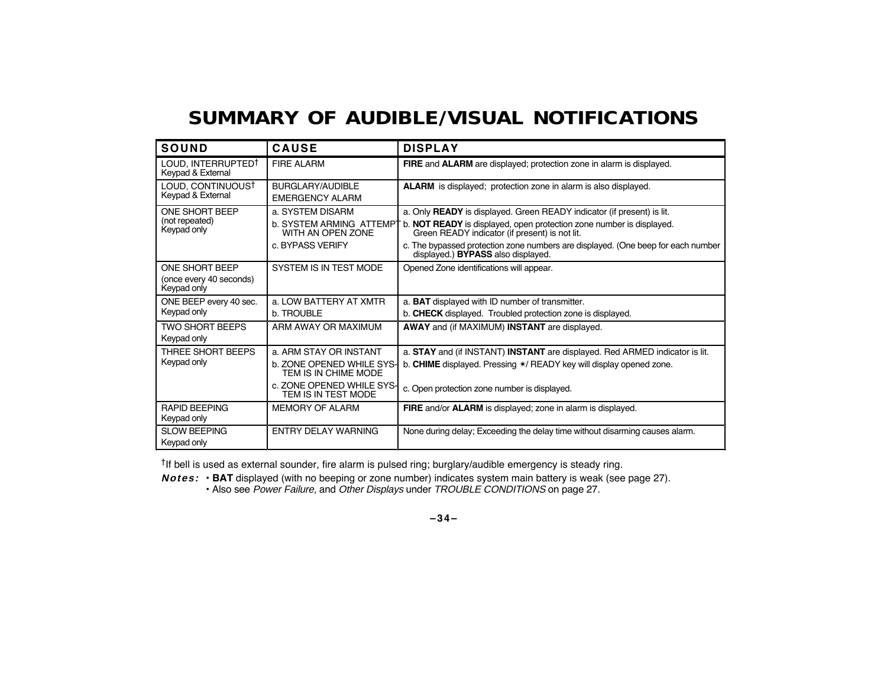# SUMMARY OF AUDIBLE/VISUAL NOTIFICATIONS

| SOUND | CAUSE | DISPLAY |
|---|---|---|
| LOUD, INTERRUPTED† Keypad & External | FIRE ALARM | **FIRE** and **ALARM** are displayed; protection zone in alarm is displayed. |
| LOUD, CONTINUOUS† Keypad & External | BURGLARY/AUDIBLE EMERGENCY ALARM | **ALARM** is displayed; protection zone in alarm is also displayed. |
| ONE SHORT BEEP (not repeated) Keypad only | a. SYSTEM DISARM<br>b. SYSTEM ARMING ATTEMPT WITH AN OPEN ZONE<br>c. BYPASS VERIFY | a. Only **READY** is displayed. Green READY indicator (if present) is lit.<br>b. **NOT READY** is displayed, open protection zone number is displayed. Green READY indicator (if present) is not lit.<br>c. The bypassed protection zone numbers are displayed. (One beep for each number displayed.) **BYPASS** also displayed. |
| ONE SHORT BEEP (once every 40 seconds) Keypad only | SYSTEM IS IN TEST MODE | Opened Zone identifications will appear. |
| ONE BEEP every 40 sec. Keypad only | a. LOW BATTERY AT XMTR<br>b. TROUBLE | a. **BAT** displayed with ID number of transmitter.<br>b. **CHECK** displayed. Troubled protection zone is displayed. |
| TWO SHORT BEEPS Keypad only | ARM AWAY OR MAXIMUM | **AWAY** and (if MAXIMUM) **INSTANT** are displayed. |
| THREE SHORT BEEPS Keypad only | a. ARM STAY OR INSTANT<br>b. ZONE OPENED WHILE SYSTEM IS IN CHIME MODE<br>c. ZONE OPENED WHILE SYSTEM IS IN TEST MODE | a. **STAY** and (if INSTANT) **INSTANT** are displayed. Red ARMED indicator is lit.<br>b. **CHIME** displayed. Pressing ✳/ READY key will display opened zone.<br>c. Open protection zone number is displayed. |
| RAPID BEEPING Keypad only | MEMORY OF ALARM | **FIRE** and/or **ALARM** is displayed; zone in alarm is displayed. |
| SLOW BEEPING Keypad only | ENTRY DELAY WARNING | None during delay; Exceeding the delay time without disarming causes alarm. |

†If bell is used as external sounder, fire alarm is pulsed ring; burglary/audible emergency is steady ring.

***Notes:*** • **BAT** displayed (with no beeping or zone number) indicates system main battery is weak (see page 27).
• Also see *Power Failure,* and *Other Displays* under *TROUBLE CONDITIONS* on page 27.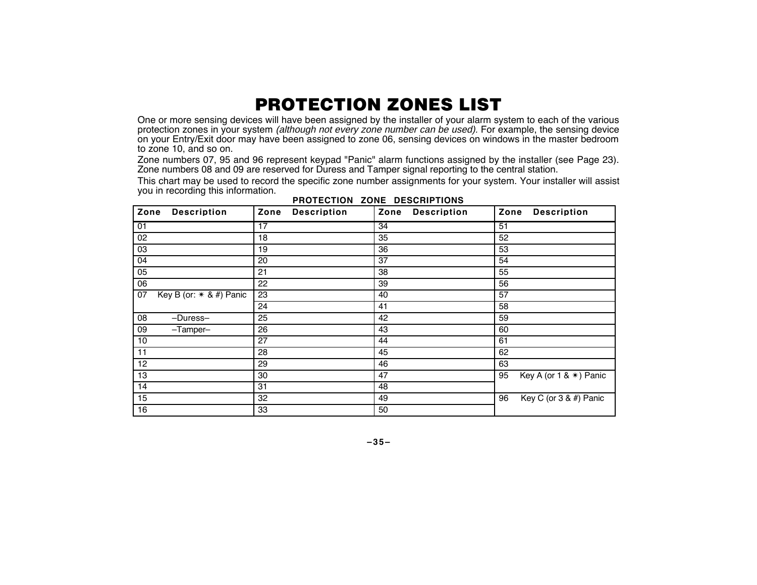# PROTECTION ZONES LIST

One or more sensing devices will have been assigned by the installer of your alarm system to each of the various protection zones in your system *(although not every zone number can be used).* For example, the sensing device on your Entry/Exit door may have been assigned to zone 06, sensing devices on windows in the master bedroom to zone 10, and so on.

Zone numbers 07, 95 and 96 represent keypad "Panic" alarm functions assigned by the installer (see Page 23). Zone numbers 08 and 09 are reserved for Duress and Tamper signal reporting to the central station.

This chart may be used to record the specific zone number assignments for your system. Your installer will assist you in recording this information.

**PROTECTION ZONE DESCRIPTIONS**

| Zone Description | Zone Description | Zone Description | Zone Description |
|---|---|---|---|
| 01 | 17 | 34 | 51 |
| 02 | 18 | 35 | 52 |
| 03 | 19 | 36 | 53 |
| 04 | 20 | 37 | 54 |
| 05 | 21 | 38 | 55 |
| 06 | 22 | 39 | 56 |
| 07 Key B (or: ✶ & #) Panic | 23 | 40 | 57 |
| | 24 | 41 | 58 |
| 08 –Duress– | 25 | 42 | 59 |
| 09 –Tamper– | 26 | 43 | 60 |
| 10 | 27 | 44 | 61 |
| 11 | 28 | 45 | 62 |
| 12 | 29 | 46 | 63 |
| 13 | 30 | 47 | 95 Key A (or 1 & ✶) Panic |
| 14 | 31 | 48 | |
| 15 | 32 | 49 | 96 Key C (or 3 & #) Panic |
| 16 | 33 | 50 | |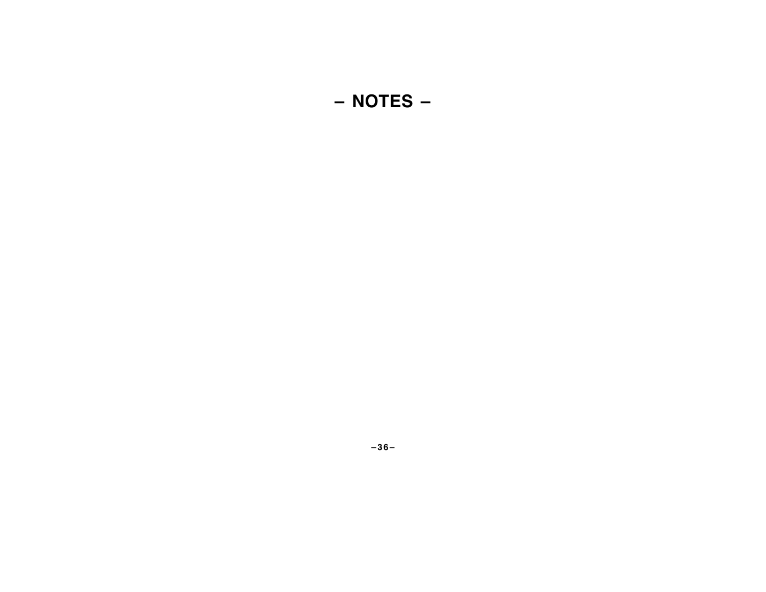# – NOTES –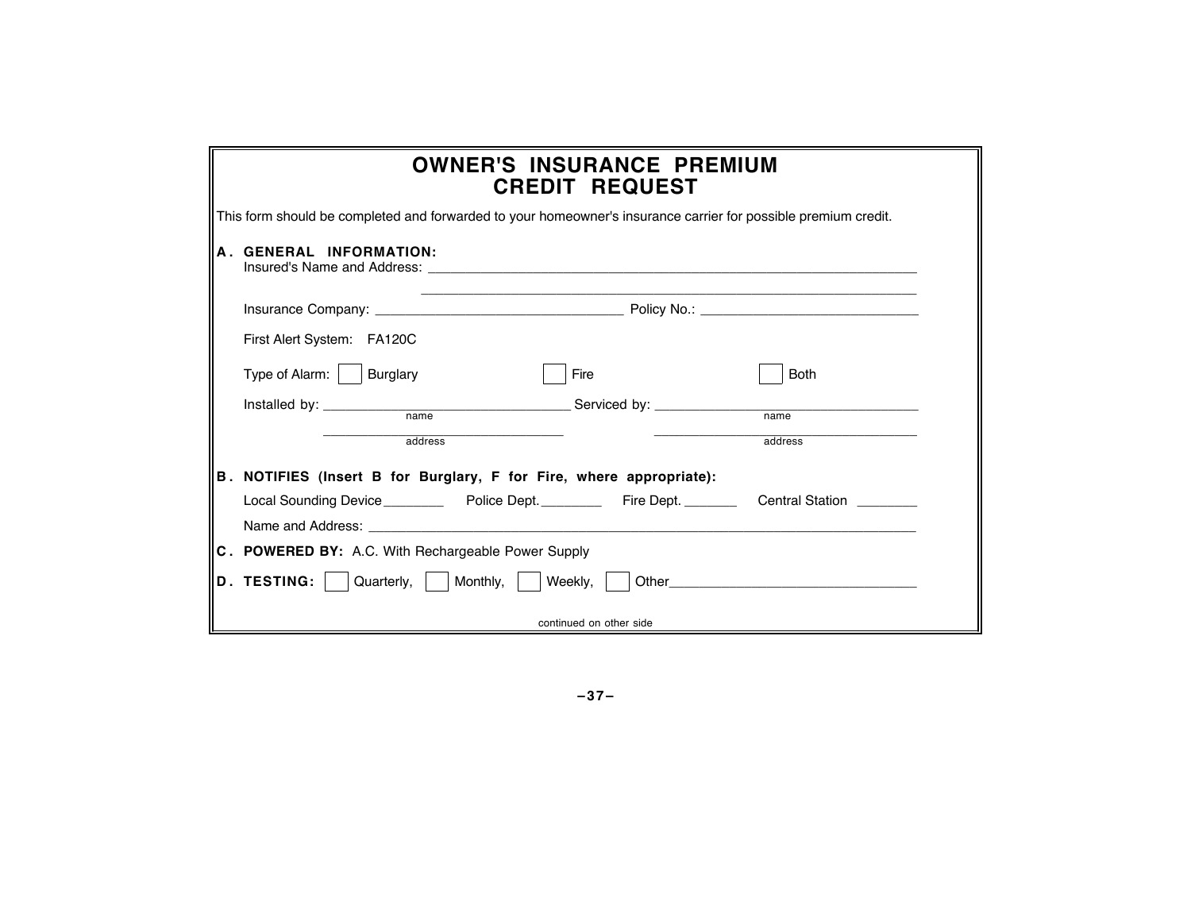# OWNER'S INSURANCE PREMIUM CREDIT REQUEST

This form should be completed and forwarded to your homeowner's insurance carrier for possible premium credit.

**A. GENERAL INFORMATION:**

Insured's Name and Address: ______________________________________________

______________________________________________

Insurance Company: ______________________ Policy No.: ______________________

First Alert System: FA120C

Type of Alarm: ☐ Burglary ☐ Fire ☐ Both

Installed by: ______________________ Serviced by: ______________________
name name

______________________ ______________________
address address

**B. NOTIFIES (Insert B for Burglary, F for Fire, where appropriate):**

Local Sounding Device________ Police Dept.________ Fire Dept. _______ Central Station ________

Name and Address: ______________________________________________

**C. POWERED BY:** A.C. With Rechargeable Power Supply

**D. TESTING:** ☐ Quarterly, ☐ Monthly, ☐ Weekly, ☐ Other______________________

continued on other side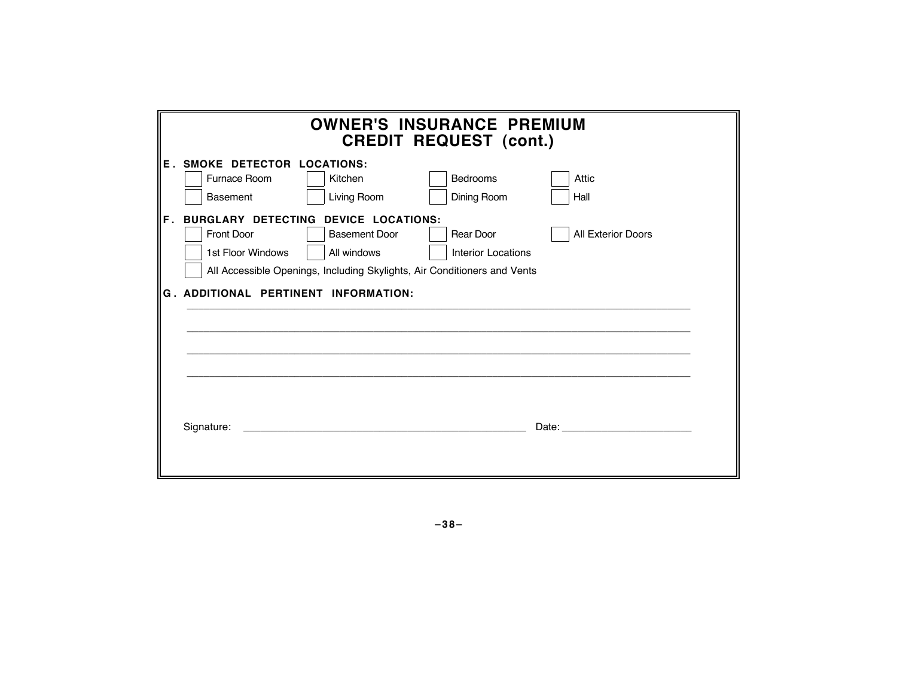# OWNER'S INSURANCE PREMIUM CREDIT REQUEST (cont.)

**E. SMOKE DETECTOR LOCATIONS:**

- [ ] Furnace Room
- [ ] Kitchen
- [ ] Bedrooms
- [ ] Attic
- [ ] Basement
- [ ] Living Room
- [ ] Dining Room
- [ ] Hall

**F. BURGLARY DETECTING DEVICE LOCATIONS:**

- [ ] Front Door
- [ ] Basement Door
- [ ] Rear Door
- [ ] All Exterior Doors
- [ ] 1st Floor Windows
- [ ] All windows
- [ ] Interior Locations
- [ ] All Accessible Openings, Including Skylights, Air Conditioners and Vents

**G. ADDITIONAL PERTINENT INFORMATION:**

_______________________________________________________________________________

_______________________________________________________________________________

_______________________________________________________________________________

_______________________________________________________________________________

Signature: ______________________________________________ Date: ______________________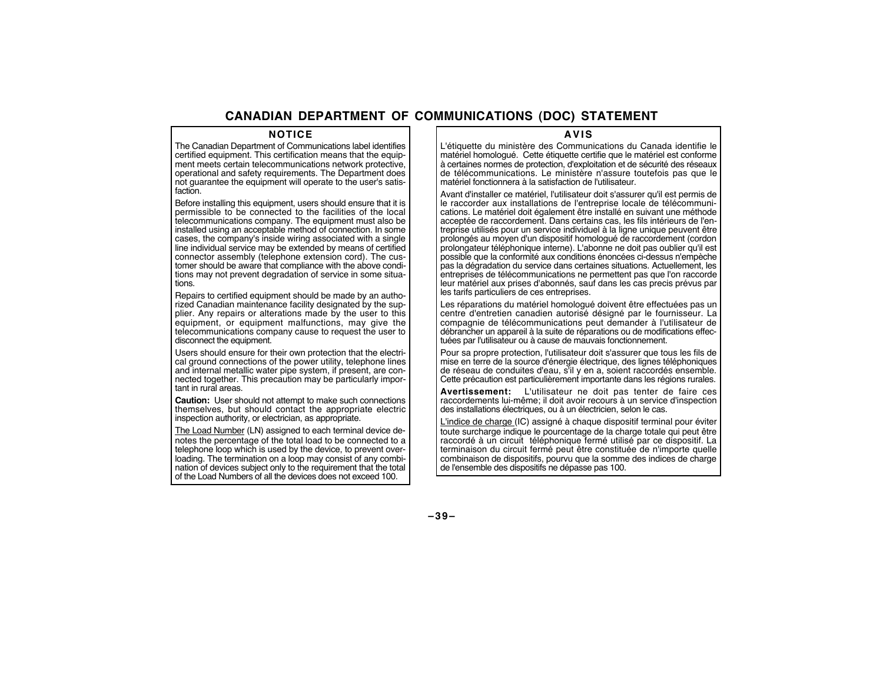# CANADIAN DEPARTMENT OF COMMUNICATIONS (DOC) STATEMENT

## NOTICE

The Canadian Department of Communications label identifies certified equipment. This certification means that the equipment meets certain telecommunications network protective, operational and safety requirements. The Department does not guarantee the equipment will operate to the user's satisfaction.

Before installing this equipment, users should ensure that it is permissible to be connected to the facilities of the local telecommunications company. The equipment must also be installed using an acceptable method of connection. In some cases, the company's inside wiring associated with a single line individual service may be extended by means of certified connector assembly (telephone extension cord). The customer should be aware that compliance with the above conditions may not prevent degradation of service in some situations.

Repairs to certified equipment should be made by an authorized Canadian maintenance facility designated by the supplier. Any repairs or alterations made by the user to this equipment, or equipment malfunctions, may give the telecommunications company cause to request the user to disconnect the equipment.

Users should ensure for their own protection that the electrical ground connections of the power utility, telephone lines and internal metallic water pipe system, if present, are connected together. This precaution may be particularly important in rural areas.

**Caution:** User should not attempt to make such connections themselves, but should contact the appropriate electric inspection authority, or electrician, as appropriate.

The Load Number (LN) assigned to each terminal device denotes the percentage of the total load to be connected to a telephone loop which is used by the device, to prevent overloading. The termination on a loop may consist of any combination of devices subject only to the requirement that the total of the Load Numbers of all the devices does not exceed 100.

## AVIS

L'étiquette du ministère des Communications du Canada identifie le matériel homologué. Cette étiquette certifie que le matériel est conforme à certaines normes de protection, d'exploitation et de sécurité des réseaux de télécommunications. Le ministère n'assure toutefois pas que le matériel fonctionnera à la satisfaction de l'utilisateur.

Avant d'installer ce matériel, l'utilisateur doit s'assurer qu'il est permis de le raccorder aux installations de l'entreprise locale de télécommunications. Le matériel doit également être installé en suivant une méthode acceptée de raccordement. Dans certains cas, les fils intérieurs de l'entreprise utilisés pour un service individuel à la ligne unique peuvent être prolongés au moyen d'un dispositif homologué de raccordement (cordon prolongateur téléphonique interne). L'abonne ne doit pas oublier qu'il est possible que la conformité aux conditions énoncées ci-dessus n'empèche pas la dégradation du service dans certaines situations. Actuellement, les entreprises de télécommunications ne permettent pas que l'on raccorde leur matériel aux prises d'abonnés, sauf dans les cas precis prévus par les tarifs particuliers de ces entreprises.

Les réparations du matériel homologué doivent être effectuées pas un centre d'entretien canadien autorisé désigné par le fournisseur. La compagnie de télécommunications peut demander à l'utilisateur de débrancher un appareil à la suite de réparations ou de modifications effectuées par l'utilisateur ou à cause de mauvais fonctionnement.

Pour sa propre protection, l'utilisateur doit s'assurer que tous les fils de mise en terre de la source d'énergie électrique, des lignes téléphoniques de réseau de conduites d'eau, s'il y en a, soient raccordés ensemble. Cette précaution est particulièrement importante dans les régions rurales.

**Avertissement:** L'utilisateur ne doit pas tenter de faire ces raccordements lui-même; il doit avoir recours à un service d'inspection des installations électriques, ou à un électricien, selon le cas.

L'indice de charge (IC) assigné à chaque dispositif terminal pour éviter toute surcharge indique le pourcentage de la charge totale qui peut être raccordé à un circuit téléphonique fermé utilisé par ce dispositif. La terminaison du circuit fermé peut être constituée de n'importe quelle combinaison de dispositifs, pourvu que la somme des indices de charge de l'ensemble des dispositifs ne dépasse pas 100.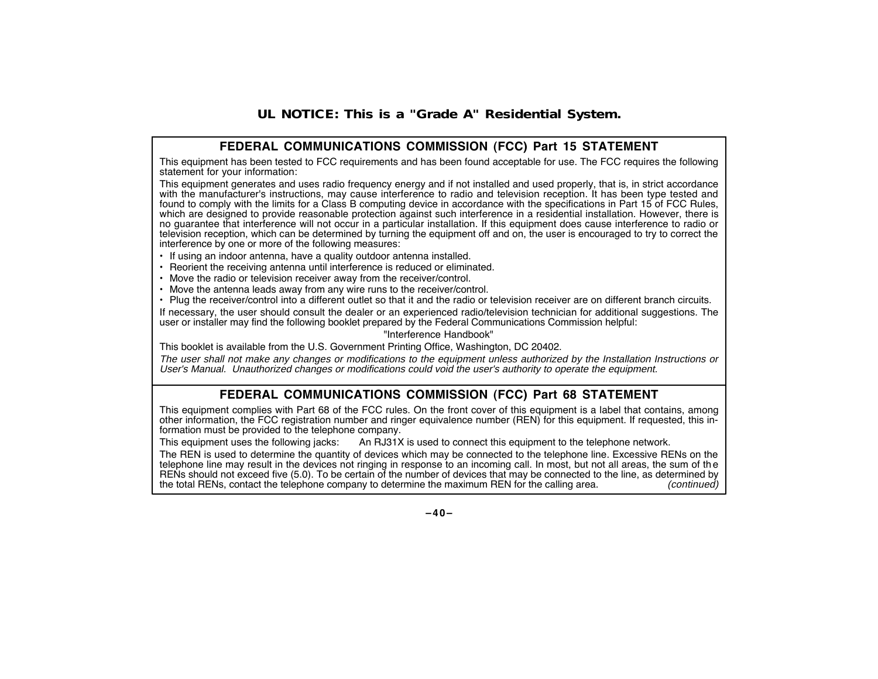**UL NOTICE: This is a "Grade A" Residential System.**

## FEDERAL COMMUNICATIONS COMMISSION (FCC) Part 15 STATEMENT

This equipment has been tested to FCC requirements and has been found acceptable for use. The FCC requires the following statement for your information:

This equipment generates and uses radio frequency energy and if not installed and used properly, that is, in strict accordance with the manufacturer's instructions, may cause interference to radio and television reception. It has been type tested and found to comply with the limits for a Class B computing device in accordance with the specifications in Part 15 of FCC Rules, which are designed to provide reasonable protection against such interference in a residential installation. However, there is no guarantee that interference will not occur in a particular installation. If this equipment does cause interference to radio or television reception, which can be determined by turning the equipment off and on, the user is encouraged to try to correct the interference by one or more of the following measures:

- If using an indoor antenna, have a quality outdoor antenna installed.
- Reorient the receiving antenna until interference is reduced or eliminated.
- Move the radio or television receiver away from the receiver/control.
- Move the antenna leads away from any wire runs to the receiver/control.
- Plug the receiver/control into a different outlet so that it and the radio or television receiver are on different branch circuits.

If necessary, the user should consult the dealer or an experienced radio/television technician for additional suggestions. The user or installer may find the following booklet prepared by the Federal Communications Commission helpful:

"Interference Handbook"

This booklet is available from the U.S. Government Printing Office, Washington, DC 20402.

*The user shall not make any changes or modifications to the equipment unless authorized by the Installation Instructions or User's Manual. Unauthorized changes or modifications could void the user's authority to operate the equipment.*

## FEDERAL COMMUNICATIONS COMMISSION (FCC) Part 68 STATEMENT

This equipment complies with Part 68 of the FCC rules. On the front cover of this equipment is a label that contains, among other information, the FCC registration number and ringer equivalence number (REN) for this equipment. If requested, this information must be provided to the telephone company.

This equipment uses the following jacks: An RJ31X is used to connect this equipment to the telephone network.

The REN is used to determine the quantity of devices which may be connected to the telephone line. Excessive RENs on the telephone line may result in the devices not ringing in response to an incoming call. In most, but not all areas, the sum of the RENs should not exceed five (5.0). To be certain of the number of devices that may be connected to the line, as determined by the total RENs, contact the telephone company to determine the maximum REN for the calling area. *(continued)*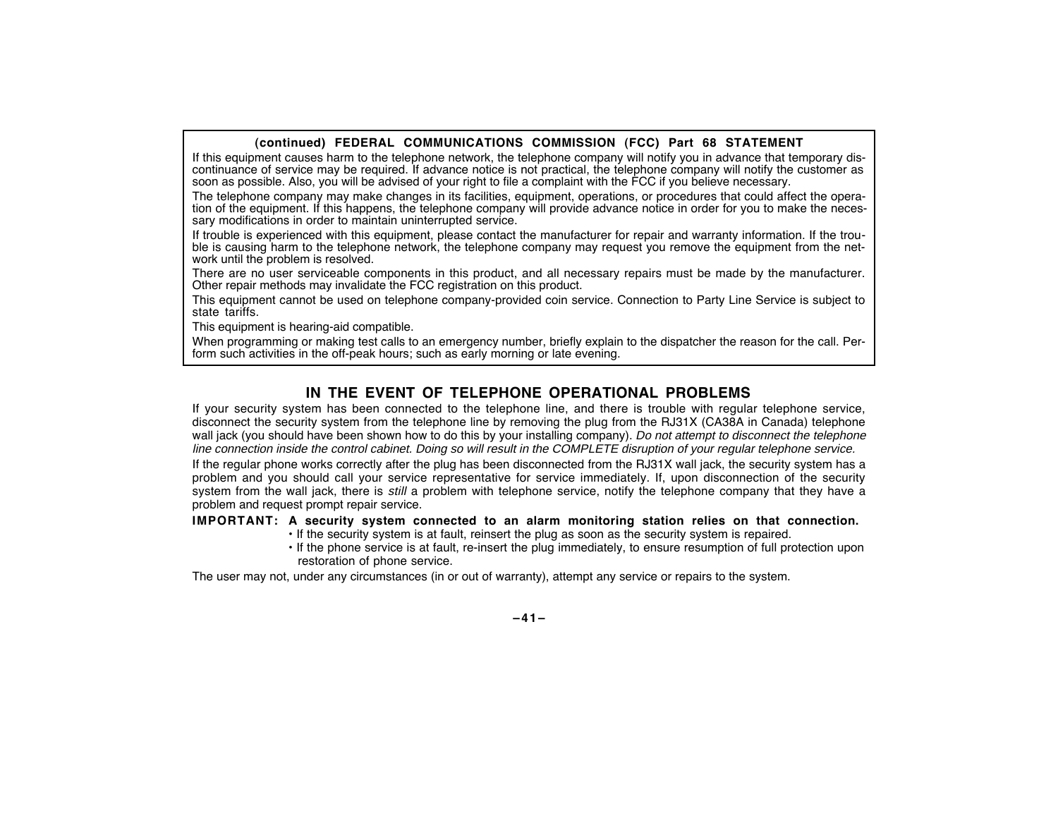### (continued) FEDERAL COMMUNICATIONS COMMISSION (FCC) Part 68 STATEMENT

If this equipment causes harm to the telephone network, the telephone company will notify you in advance that temporary discontinuance of service may be required. If advance notice is not practical, the telephone company will notify the customer as soon as possible. Also, you will be advised of your right to file a complaint with the FCC if you believe necessary.

The telephone company may make changes in its facilities, equipment, operations, or procedures that could affect the operation of the equipment. If this happens, the telephone company will provide advance notice in order for you to make the necessary modifications in order to maintain uninterrupted service.

If trouble is experienced with this equipment, please contact the manufacturer for repair and warranty information. If the trouble is causing harm to the telephone network, the telephone company may request you remove the equipment from the network until the problem is resolved.

There are no user serviceable components in this product, and all necessary repairs must be made by the manufacturer. Other repair methods may invalidate the FCC registration on this product.

This equipment cannot be used on telephone company-provided coin service. Connection to Party Line Service is subject to state tariffs.

This equipment is hearing-aid compatible.

When programming or making test calls to an emergency number, briefly explain to the dispatcher the reason for the call. Perform such activities in the off-peak hours; such as early morning or late evening.

## IN THE EVENT OF TELEPHONE OPERATIONAL PROBLEMS

If your security system has been connected to the telephone line, and there is trouble with regular telephone service, disconnect the security system from the telephone line by removing the plug from the RJ31X (CA38A in Canada) telephone wall jack (you should have been shown how to do this by your installing company). *Do not attempt to disconnect the telephone line connection inside the control cabinet. Doing so will result in the COMPLETE disruption of your regular telephone service.*

If the regular phone works correctly after the plug has been disconnected from the RJ31X wall jack, the security system has a problem and you should call your service representative for service immediately. If, upon disconnection of the security system from the wall jack, there is *still* a problem with telephone service, notify the telephone company that they have a problem and request prompt repair service.

**IMPORTANT: A security system connected to an alarm monitoring station relies on that connection.**

- If the security system is at fault, reinsert the plug as soon as the security system is repaired.
- If the phone service is at fault, re-insert the plug immediately, to ensure resumption of full protection upon restoration of phone service.

The user may not, under any circumstances (in or out of warranty), attempt any service or repairs to the system.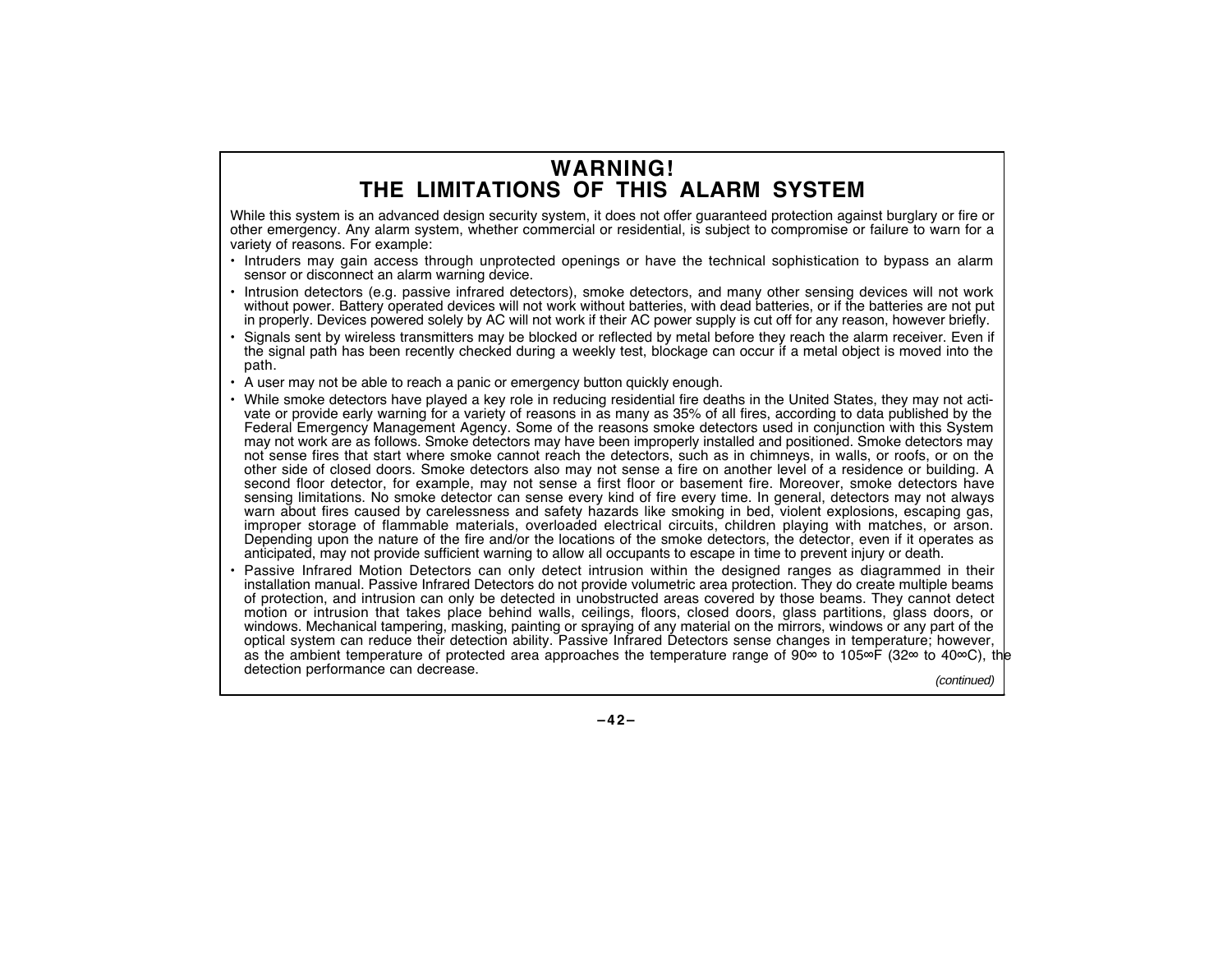# WARNING!
# THE LIMITATIONS OF THIS ALARM SYSTEM

While this system is an advanced design security system, it does not offer guaranteed protection against burglary or fire or other emergency. Any alarm system, whether commercial or residential, is subject to compromise or failure to warn for a variety of reasons. For example:

- Intruders may gain access through unprotected openings or have the technical sophistication to bypass an alarm sensor or disconnect an alarm warning device.
- Intrusion detectors (e.g. passive infrared detectors), smoke detectors, and many other sensing devices will not work without power. Battery operated devices will not work without batteries, with dead batteries, or if the batteries are not put in properly. Devices powered solely by AC will not work if their AC power supply is cut off for any reason, however briefly.
- Signals sent by wireless transmitters may be blocked or reflected by metal before they reach the alarm receiver. Even if the signal path has been recently checked during a weekly test, blockage can occur if a metal object is moved into the path.
- A user may not be able to reach a panic or emergency button quickly enough.
- While smoke detectors have played a key role in reducing residential fire deaths in the United States, they may not activate or provide early warning for a variety of reasons in as many as 35% of all fires, according to data published by the Federal Emergency Management Agency. Some of the reasons smoke detectors used in conjunction with this System may not work are as follows. Smoke detectors may have been improperly installed and positioned. Smoke detectors may not sense fires that start where smoke cannot reach the detectors, such as in chimneys, in walls, or roofs, or on the other side of closed doors. Smoke detectors also may not sense a fire on another level of a residence or building. A second floor detector, for example, may not sense a first floor or basement fire. Moreover, smoke detectors have sensing limitations. No smoke detector can sense every kind of fire every time. In general, detectors may not always warn about fires caused by carelessness and safety hazards like smoking in bed, violent explosions, escaping gas, improper storage of flammable materials, overloaded electrical circuits, children playing with matches, or arson. Depending upon the nature of the fire and/or the locations of the smoke detectors, the detector, even if it operates as anticipated, may not provide sufficient warning to allow all occupants to escape in time to prevent injury or death.
- Passive Infrared Motion Detectors can only detect intrusion within the designed ranges as diagrammed in their installation manual. Passive Infrared Detectors do not provide volumetric area protection. They do create multiple beams of protection, and intrusion can only be detected in unobstructed areas covered by those beams. They cannot detect motion or intrusion that takes place behind walls, ceilings, floors, closed doors, glass partitions, glass doors, or windows. Mechanical tampering, masking, painting or spraying of any material on the mirrors, windows or any part of the optical system can reduce their detection ability. Passive Infrared Detectors sense changes in temperature; however, as the ambient temperature of protected area approaches the temperature range of 90∞ to 105∞F (32∞ to 40∞C), the detection performance can decrease.

*(continued)*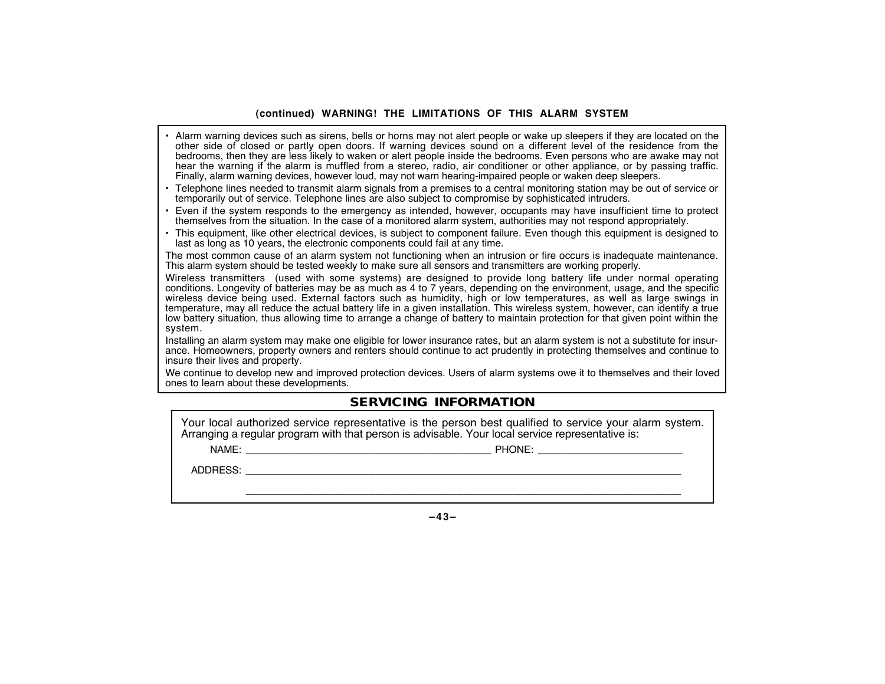## (continued) WARNING! THE LIMITATIONS OF THIS ALARM SYSTEM

- Alarm warning devices such as sirens, bells or horns may not alert people or wake up sleepers if they are located on the other side of closed or partly open doors. If warning devices sound on a different level of the residence from the bedrooms, then they are less likely to waken or alert people inside the bedrooms. Even persons who are awake may not hear the warning if the alarm is muffled from a stereo, radio, air conditioner or other appliance, or by passing traffic. Finally, alarm warning devices, however loud, may not warn hearing-impaired people or waken deep sleepers.
- Telephone lines needed to transmit alarm signals from a premises to a central monitoring station may be out of service or temporarily out of service. Telephone lines are also subject to compromise by sophisticated intruders.
- Even if the system responds to the emergency as intended, however, occupants may have insufficient time to protect themselves from the situation. In the case of a monitored alarm system, authorities may not respond appropriately.
- This equipment, like other electrical devices, is subject to component failure. Even though this equipment is designed to last as long as 10 years, the electronic components could fail at any time.

The most common cause of an alarm system not functioning when an intrusion or fire occurs is inadequate maintenance. This alarm system should be tested weekly to make sure all sensors and transmitters are working properly.

Wireless transmitters (used with some systems) are designed to provide long battery life under normal operating conditions. Longevity of batteries may be as much as 4 to 7 years, depending on the environment, usage, and the specific wireless device being used. External factors such as humidity, high or low temperatures, as well as large swings in temperature, may all reduce the actual battery life in a given installation. This wireless system, however, can identify a true low battery situation, thus allowing time to arrange a change of battery to maintain protection for that given point within the system.

Installing an alarm system may make one eligible for lower insurance rates, but an alarm system is not a substitute for insurance. Homeowners, property owners and renters should continue to act prudently in protecting themselves and continue to insure their lives and property.

We continue to develop new and improved protection devices. Users of alarm systems owe it to themselves and their loved ones to learn about these developments.

## SERVICING INFORMATION

Your local authorized service representative is the person best qualified to service your alarm system. Arranging a regular program with that person is advisable. Your local service representative is:

NAME: ___________________________________________ PHONE: _________________________

ADDRESS: ________________________________________________________________________________

________________________________________________________________________________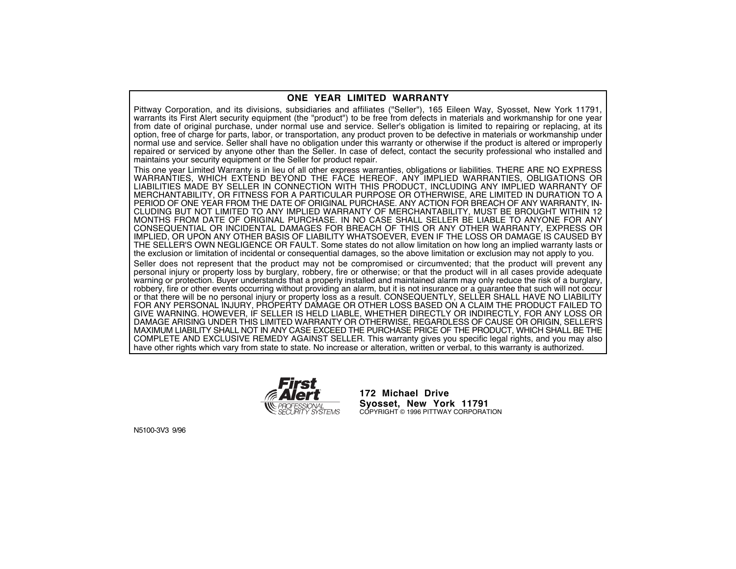## ONE YEAR LIMITED WARRANTY

Pittway Corporation, and its divisions, subsidiaries and affiliates ("Seller"), 165 Eileen Way, Syosset, New York 11791, warrants its First Alert security equipment (the "product") to be free from defects in materials and workmanship for one year from date of original purchase, under normal use and service. Seller's obligation is limited to repairing or replacing, at its option, free of charge for parts, labor, or transportation, any product proven to be defective in materials or workmanship under normal use and service. Seller shall have no obligation under this warranty or otherwise if the product is altered or improperly repaired or serviced by anyone other than the Seller. In case of defect, contact the security professional who installed and maintains your security equipment or the Seller for product repair.

This one year Limited Warranty is in lieu of all other express warranties, obligations or liabilities. THERE ARE NO EXPRESS WARRANTIES, WHICH EXTEND BEYOND THE FACE HEREOF. ANY IMPLIED WARRANTIES, OBLIGATIONS OR LIABILITIES MADE BY SELLER IN CONNECTION WITH THIS PRODUCT, INCLUDING ANY IMPLIED WARRANTY OF MERCHANTABILITY, OR FITNESS FOR A PARTICULAR PURPOSE OR OTHERWISE, ARE LIMITED IN DURATION TO A PERIOD OF ONE YEAR FROM THE DATE OF ORIGINAL PURCHASE. ANY ACTION FOR BREACH OF ANY WARRANTY, INCLUDING BUT NOT LIMITED TO ANY IMPLIED WARRANTY OF MERCHANTABILITY, MUST BE BROUGHT WITHIN 12 MONTHS FROM DATE OF ORIGINAL PURCHASE. IN NO CASE SHALL SELLER BE LIABLE TO ANYONE FOR ANY CONSEQUENTIAL OR INCIDENTAL DAMAGES FOR BREACH OF THIS OR ANY OTHER WARRANTY, EXPRESS OR IMPLIED, OR UPON ANY OTHER BASIS OF LIABILITY WHATSOEVER, EVEN IF THE LOSS OR DAMAGE IS CAUSED BY THE SELLER'S OWN NEGLIGENCE OR FAULT. Some states do not allow limitation on how long an implied warranty lasts or the exclusion or limitation of incidental or consequential damages, so the above limitation or exclusion may not apply to you.

Seller does not represent that the product may not be compromised or circumvented; that the product will prevent any personal injury or property loss by burglary, robbery, fire or otherwise; or that the product will in all cases provide adequate warning or protection. Buyer understands that a properly installed and maintained alarm may only reduce the risk of a burglary, robbery, fire or other events occurring without providing an alarm, but it is not insurance or a guarantee that such will not occur or that there will be no personal injury or property loss as a result. CONSEQUENTLY, SELLER SHALL HAVE NO LIABILITY FOR ANY PERSONAL INJURY, PROPERTY DAMAGE OR OTHER LOSS BASED ON A CLAIM THE PRODUCT FAILED TO GIVE WARNING. HOWEVER, IF SELLER IS HELD LIABLE, WHETHER DIRECTLY OR INDIRECTLY, FOR ANY LOSS OR DAMAGE ARISING UNDER THIS LIMITED WARRANTY OR OTHERWISE, REGARDLESS OF CAUSE OR ORIGIN, SELLER'S MAXIMUM LIABILITY SHALL NOT IN ANY CASE EXCEED THE PURCHASE PRICE OF THE PRODUCT, WHICH SHALL BE THE COMPLETE AND EXCLUSIVE REMEDY AGAINST SELLER. This warranty gives you specific legal rights, and you may also have other rights which vary from state to state. No increase or alteration, written or verbal, to this warranty is authorized.

First Alert
PROFESSIONAL SECURITY SYSTEMS

**172 Michael Drive**
**Syosset, New York 11791**
COPYRIGHT © 1996 PITTWAY CORPORATION

N5100-3V3 9/96